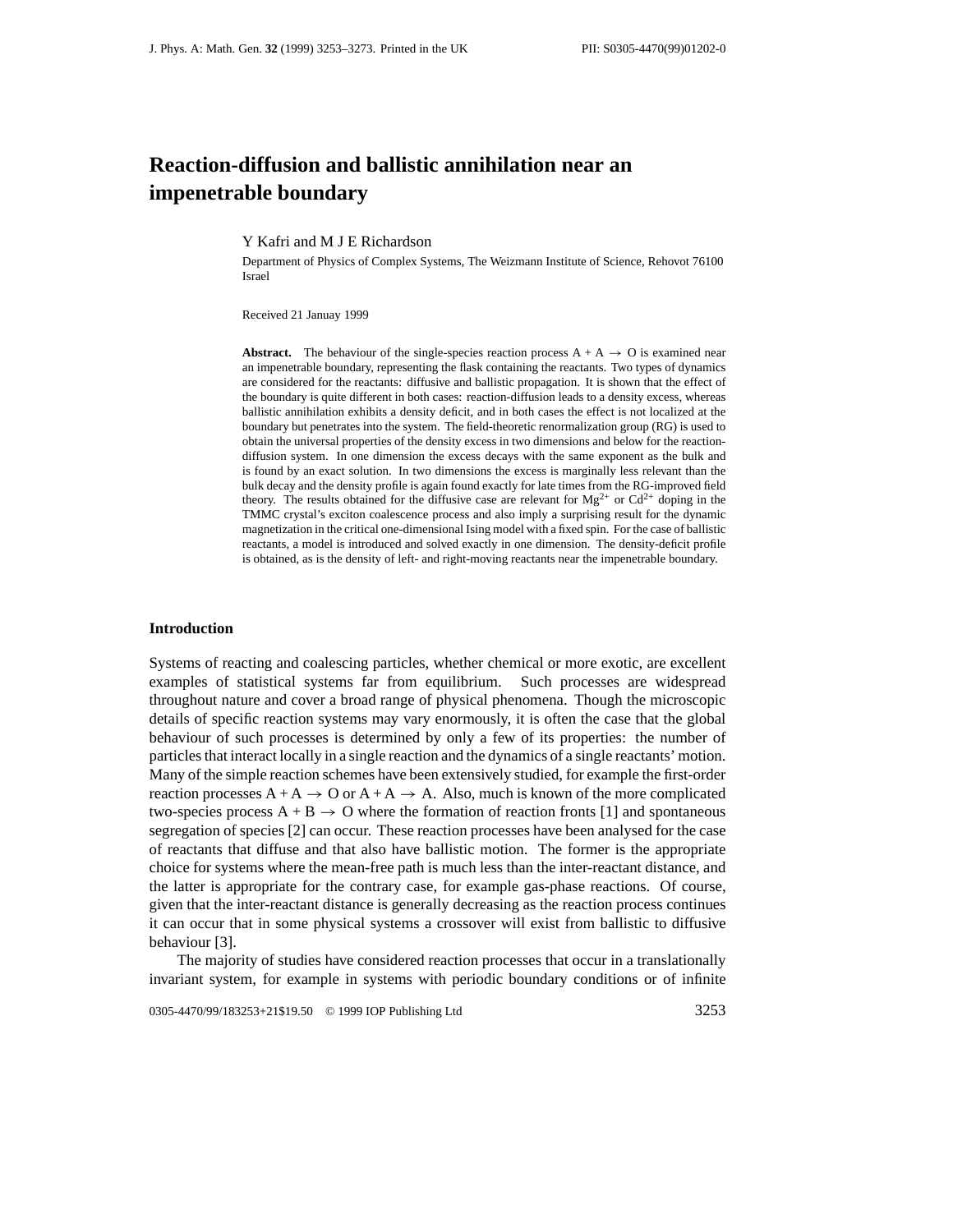# Reaction-diffusion and ballistic annihilation near an impenetrable boundary

Y Kafri and M J E Richardson

Department of Physics of Complex Systems, The Weizmann Institute of Science, Rehovot 76100 Israel

Received 21 Januay 1999

**Abstract.** The behaviour of the single-species reaction process A + A $\rightarrow$ O is examined near an impenetrable boundary, representing the flask containing the reactants. Two types of dynamics are considered for the reactants: diffusive and ballistic propagation. It is shown that the effect of the boundary is quite different in both cases: reaction-diffusion leads to a density excess, whereas ballistic annihilation exhibits a density deficit, and in both cases the effect is not localized at the boundary but penetrates into the system. The field-theoretic renormalization group (RG) is used to obtain the universal properties of the density excess in two dimensions and below for the reaction-diffusion system. In one dimension the excess decays with the same exponent as the bulk and is found by an exact solution. In two dimensions the excess is marginally less relevant than the bulk decay and the density profile is again found exactly for late times from the RG-improved field theory. The results obtained for the diffusive case are relevant for $Mg^{2+}$ or $Cd^{2+}$ doping in the TMMC crystal's exciton coalescence process and also imply a surprising result for the dynamic magnetization in the critical one-dimensional Ising model with a fixed spin. For the case of ballistic reactants, a model is introduced and solved exactly in one dimension. The density-deficit profile is obtained, as is the density of left- and right-moving reactants near the impenetrable boundary.

## Introduction

Systems of reacting and coalescing particles, whether chemical or more exotic, are excellent examples of statistical systems far from equilibrium. Such processes are widespread throughout nature and cover a broad range of physical phenomena. Though the microscopic details of specific reaction systems may vary enormously, it is often the case that the global behaviour of such processes is determined by only a few of its properties: the number of particles that interact locally in a single reaction and the dynamics of a single reactants' motion. Many of the simple reaction schemes have been extensively studied, for example the first-order reaction processes A + A $\rightarrow$ O or A + A $\rightarrow$ A. Also, much is known of the more complicated two-species process A + B $\rightarrow$ O where the formation of reaction fronts [1] and spontaneous segregation of species [2] can occur. These reaction processes have been analysed for the case of reactants that diffuse and that also have ballistic motion. The former is the appropriate choice for systems where the mean-free path is much less than the inter-reactant distance, and the latter is appropriate for the contrary case, for example gas-phase reactions. Of course, given that the inter-reactant distance is generally decreasing as the reaction process continues it can occur that in some physical systems a crossover will exist from ballistic to diffusive behaviour [3].

The majority of studies have considered reaction processes that occur in a translationally invariant system, for example in systems with periodic boundary conditions or of infinite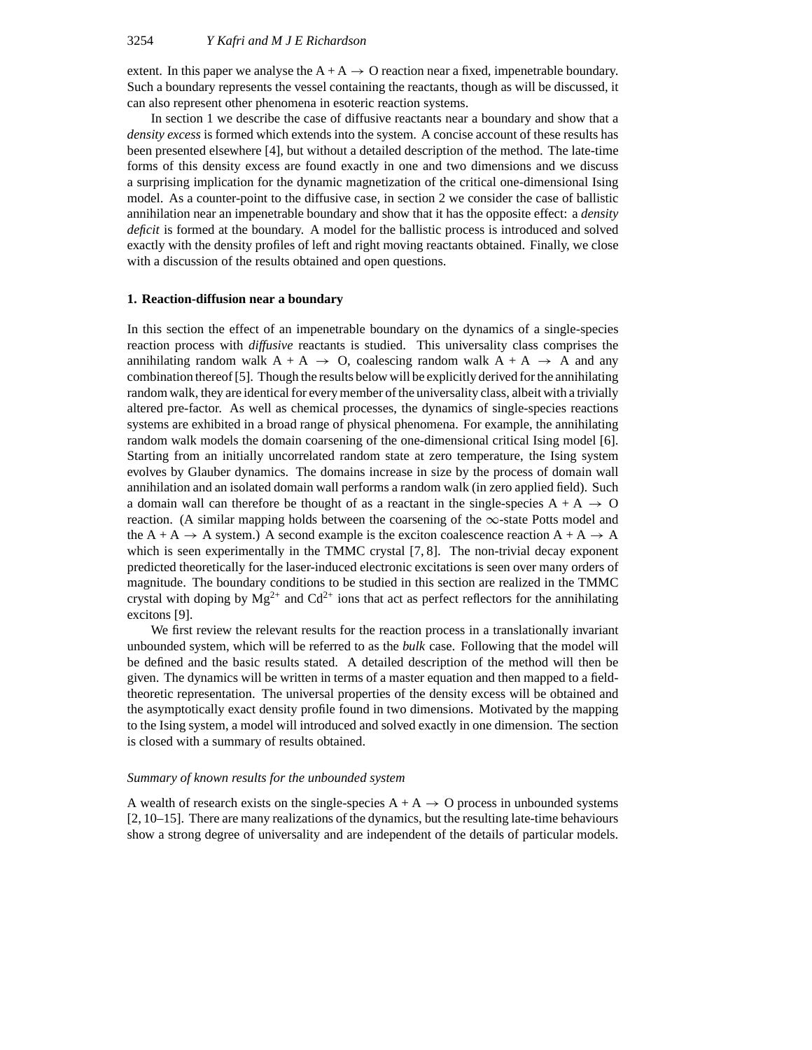extent. In this paper we analyse the A + A $\rightarrow$ O reaction near a fixed, impenetrable boundary. Such a boundary represents the vessel containing the reactants, though as will be discussed, it can also represent other phenomena in esoteric reaction systems.

In section 1 we describe the case of diffusive reactants near a boundary and show that a *density excess* is formed which extends into the system. A concise account of these results has been presented elsewhere [4], but without a detailed description of the method. The late-time forms of this density excess are found exactly in one and two dimensions and we discuss a surprising implication for the dynamic magnetization of the critical one-dimensional Ising model. As a counter-point to the diffusive case, in section 2 we consider the case of ballistic annihilation near an impenetrable boundary and show that it has the opposite effect: a *density deficit* is formed at the boundary. A model for the ballistic process is introduced and solved exactly with the density profiles of left and right moving reactants obtained. Finally, we close with a discussion of the results obtained and open questions.

## 1. Reaction-diffusion near a boundary

In this section the effect of an impenetrable boundary on the dynamics of a single-species reaction process with *diffusive* reactants is studied. This universality class comprises the annihilating random walk A + A $\rightarrow$ O, coalescing random walk A + A $\rightarrow$ A and any combination thereof [5]. Though the results below will be explicitly derived for the annihilating random walk, they are identical for every member of the universality class, albeit with a trivially altered pre-factor. As well as chemical processes, the dynamics of single-species reactions systems are exhibited in a broad range of physical phenomena. For example, the annihilating random walk models the domain coarsening of the one-dimensional critical Ising model [6]. Starting from an initially uncorrelated random state at zero temperature, the Ising system evolves by Glauber dynamics. The domains increase in size by the process of domain wall annihilation and an isolated domain wall performs a random walk (in zero applied field). Such a domain wall can therefore be thought of as a reactant in the single-species A + A $\rightarrow$ O reaction. (A similar mapping holds between the coarsening of the $\infty$-state Potts model and the A + A $\rightarrow$ A system.) A second example is the exciton coalescence reaction A + A $\rightarrow$ A which is seen experimentally in the TMMC crystal [7, 8]. The non-trivial decay exponent predicted theoretically for the laser-induced electronic excitations is seen over many orders of magnitude. The boundary conditions to be studied in this section are realized in the TMMC crystal with doping by $Mg^{2+}$ and $Cd^{2+}$ ions that act as perfect reflectors for the annihilating excitons [9].

We first review the relevant results for the reaction process in a translationally invariant unbounded system, which will be referred to as the *bulk* case. Following that the model will be defined and the basic results stated. A detailed description of the method will then be given. The dynamics will be written in terms of a master equation and then mapped to a field-theoretic representation. The universal properties of the density excess will be obtained and the asymptotically exact density profile found in two dimensions. Motivated by the mapping to the Ising system, a model will introduced and solved exactly in one dimension. The section is closed with a summary of results obtained.

### *Summary of known results for the unbounded system*

A wealth of research exists on the single-species A + A $\rightarrow$ O process in unbounded systems [2, 10–15]. There are many realizations of the dynamics, but the resulting late-time behaviours show a strong degree of universality and are independent of the details of particular models.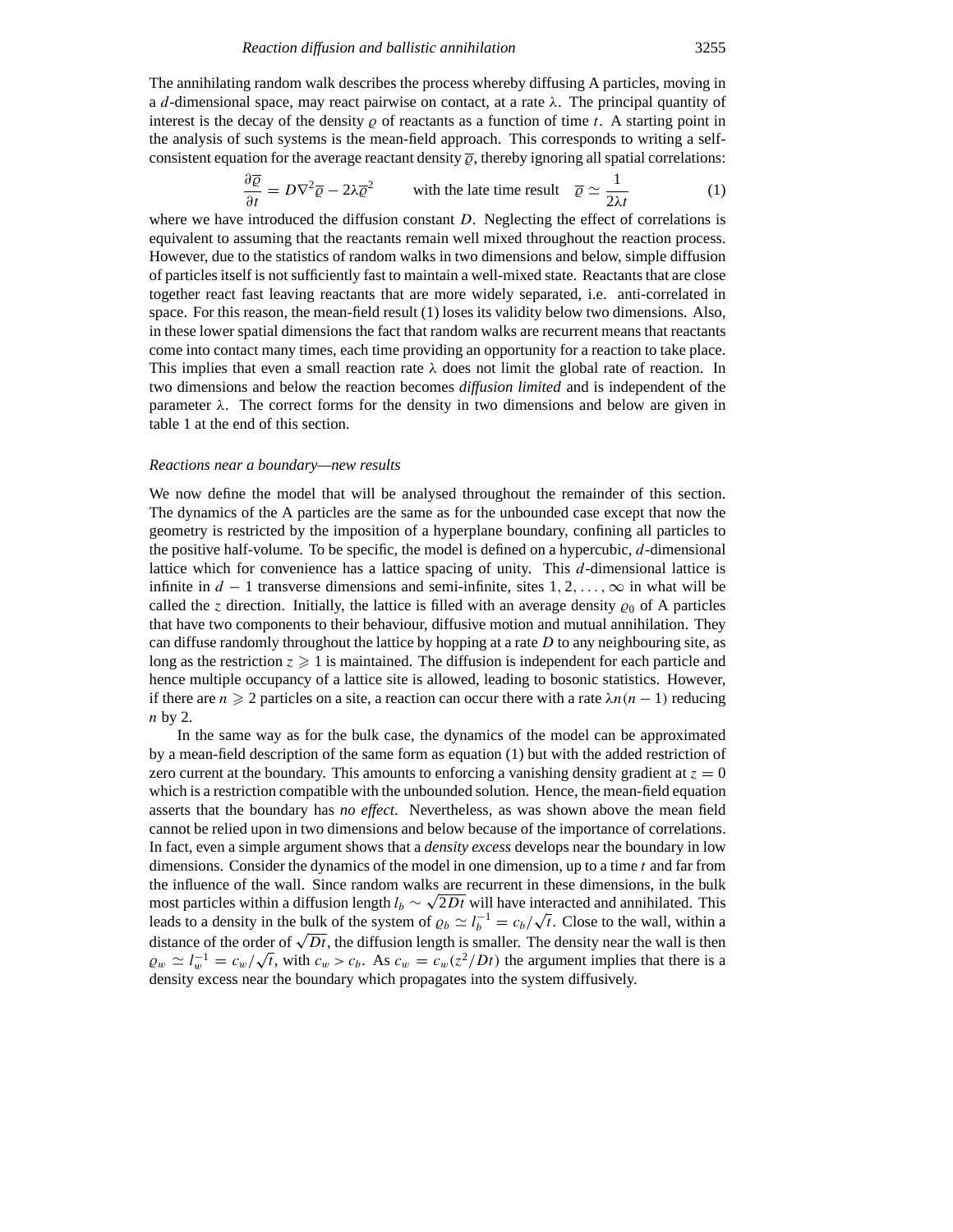The annihilating random walk describes the process whereby diffusing A particles, moving in a $d$-dimensional space, may react pairwise on contact, at a rate $\lambda$. The principal quantity of interest is the decay of the density $\varrho$ of reactants as a function of time $t$. A starting point in the analysis of such systems is the mean-field approach. This corresponds to writing a self-consistent equation for the average reactant density $\overline{\varrho}$, thereby ignoring all spatial correlations:

$$\frac{\partial \overline{\varrho}}{\partial t} = D\nabla^2 \overline{\varrho} - 2\lambda \overline{\varrho}^2 \qquad \text{with the late time result} \quad \overline{\varrho} \simeq \frac{1}{2\lambda t} \tag{1}$$

where we have introduced the diffusion constant $D$. Neglecting the effect of correlations is equivalent to assuming that the reactants remain well mixed throughout the reaction process. However, due to the statistics of random walks in two dimensions and below, simple diffusion of particles itself is not sufficiently fast to maintain a well-mixed state. Reactants that are close together react fast leaving reactants that are more widely separated, i.e. anti-correlated in space. For this reason, the mean-field result (1) loses its validity below two dimensions. Also, in these lower spatial dimensions the fact that random walks are recurrent means that reactants come into contact many times, each time providing an opportunity for a reaction to take place. This implies that even a small reaction rate $\lambda$ does not limit the global rate of reaction. In two dimensions and below the reaction becomes *diffusion limited* and is independent of the parameter $\lambda$. The correct forms for the density in two dimensions and below are given in table 1 at the end of this section.

*Reactions near a boundary—new results*

We now define the model that will be analysed throughout the remainder of this section. The dynamics of the A particles are the same as for the unbounded case except that now the geometry is restricted by the imposition of a hyperplane boundary, confining all particles to the positive half-volume. To be specific, the model is defined on a hypercubic, $d$-dimensional lattice which for convenience has a lattice spacing of unity. This $d$-dimensional lattice is infinite in $d-1$ transverse dimensions and semi-infinite, sites $1, 2, \ldots, \infty$ in what will be called the $z$ direction. Initially, the lattice is filled with an average density $\varrho_0$ of A particles that have two components to their behaviour, diffusive motion and mutual annihilation. They can diffuse randomly throughout the lattice by hopping at a rate $D$ to any neighbouring site, as long as the restriction $z \geqslant 1$ is maintained. The diffusion is independent for each particle and hence multiple occupancy of a lattice site is allowed, leading to bosonic statistics. However, if there are $n \geqslant 2$ particles on a site, a reaction can occur there with a rate $\lambda n(n-1)$ reducing $n$ by 2.

In the same way as for the bulk case, the dynamics of the model can be approximated by a mean-field description of the same form as equation (1) but with the added restriction of zero current at the boundary. This amounts to enforcing a vanishing density gradient at $z = 0$ which is a restriction compatible with the unbounded solution. Hence, the mean-field equation asserts that the boundary has *no effect*. Nevertheless, as was shown above the mean field cannot be relied upon in two dimensions and below because of the importance of correlations. In fact, even a simple argument shows that a *density excess* develops near the boundary in low dimensions. Consider the dynamics of the model in one dimension, up to a time $t$ and far from the influence of the wall. Since random walks are recurrent in these dimensions, in the bulk most particles within a diffusion length $l_b \sim \sqrt{2Dt}$ will have interacted and annihilated. This leads to a density in the bulk of the system of $\varrho_b \simeq l_b^{-1} = c_b/\sqrt{t}$. Close to the wall, within a distance of the order of $\sqrt{Dt}$, the diffusion length is smaller. The density near the wall is then $\varrho_w \simeq l_w^{-1} = c_w/\sqrt{t}$, with $c_w > c_b$. As $c_w = c_w(z^2/Dt)$ the argument implies that there is a density excess near the boundary which propagates into the system diffusively.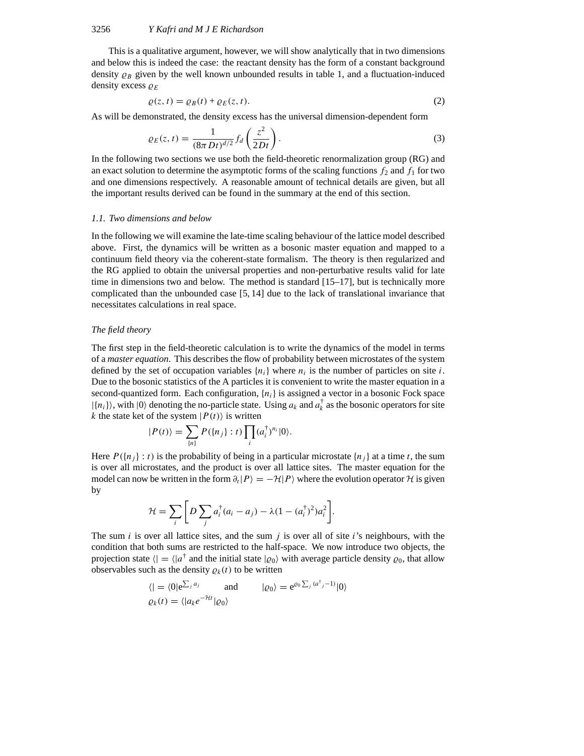This is a qualitative argument, however, we will show analytically that in two dimensions and below this is indeed the case: the reactant density has the form of a constant background density $\varrho_B$ given by the well known unbounded results in table 1, and a fluctuation-induced density excess $\varrho_E$

$$\varrho(z,t) = \varrho_B(t) + \varrho_E(z,t). \tag{2}$$

As will be demonstrated, the density excess has the universal dimension-dependent form

$$\varrho_E(z,t) = \frac{1}{(8\pi Dt)^{d/2}} f_d\left(\frac{z^2}{2Dt}\right). \tag{3}$$

In the following two sections we use both the field-theoretic renormalization group (RG) and an exact solution to determine the asymptotic forms of the scaling functions $f_2$ and $f_1$ for two and one dimensions respectively. A reasonable amount of technical details are given, but all the important results derived can be found in the summary at the end of this section.

### 1.1. Two dimensions and below

In the following we will examine the late-time scaling behaviour of the lattice model described above. First, the dynamics will be written as a bosonic master equation and mapped to a continuum field theory via the coherent-state formalism. The theory is then regularized and the RG applied to obtain the universal properties and non-perturbative results valid for late time in dimensions two and below. The method is standard [15–17], but is technically more complicated than the unbounded case [5, 14] due to the lack of translational invariance that necessitates calculations in real space.

#### *The field theory*

The first step in the field-theoretic calculation is to write the dynamics of the model in terms of a *master equation*. This describes the flow of probability between microstates of the system defined by the set of occupation variables $\{n_i\}$ where $n_i$ is the number of particles on site $i$. Due to the bosonic statistics of the A particles it is convenient to write the master equation in a second-quantized form. Each configuration, $\{n_i\}$ is assigned a vector in a bosonic Fock space $|\{n_i\}\rangle$, with $|0\rangle$ denoting the no-particle state. Using $a_k$ and $a_k^\dagger$ as the bosonic operators for site $k$ the state ket of the system $|P(t)\rangle$ is written

$$|P(t)\rangle = \sum_{\{n\}} P(\{n_j\}:t) \prod_i (a_i^\dagger)^{n_i} |0\rangle.$$

Here $P(\{n_j\}:t)$ is the probability of being in a particular microstate $\{n_j\}$ at a time $t$, the sum is over all microstates, and the product is over all lattice sites. The master equation for the model can now be written in the form $\partial_t|P\rangle = -\mathcal{H}|P\rangle$ where the evolution operator $\mathcal{H}$ is given by

$$\mathcal{H} = \sum_i \left[ D \sum_j a_i^\dagger (a_i - a_j) - \lambda (1 - (a_i^\dagger)^2) a_i^2 \right].$$

The sum $i$ is over all lattice sites, and the sum $j$ is over all of site $i$'s neighbours, with the condition that both sums are restricted to the half-space. We now introduce two objects, the projection state $\langle| = \langle|a^\dagger$ and the initial state $|\varrho_0\rangle$ with average particle density $\varrho_0$, that allow observables such as the density $\varrho_k(t)$ to be written

$$\langle| = \langle 0|\mathrm{e}^{\sum_j a_j} \qquad \text{and} \qquad |\varrho_0\rangle = \mathrm{e}^{\varrho_0 \sum_j (a^\dagger{}_j - 1)}|0\rangle$$

$$\varrho_k(t) = \langle| a_k e^{-\mathcal{H}t} |\varrho_0\rangle$$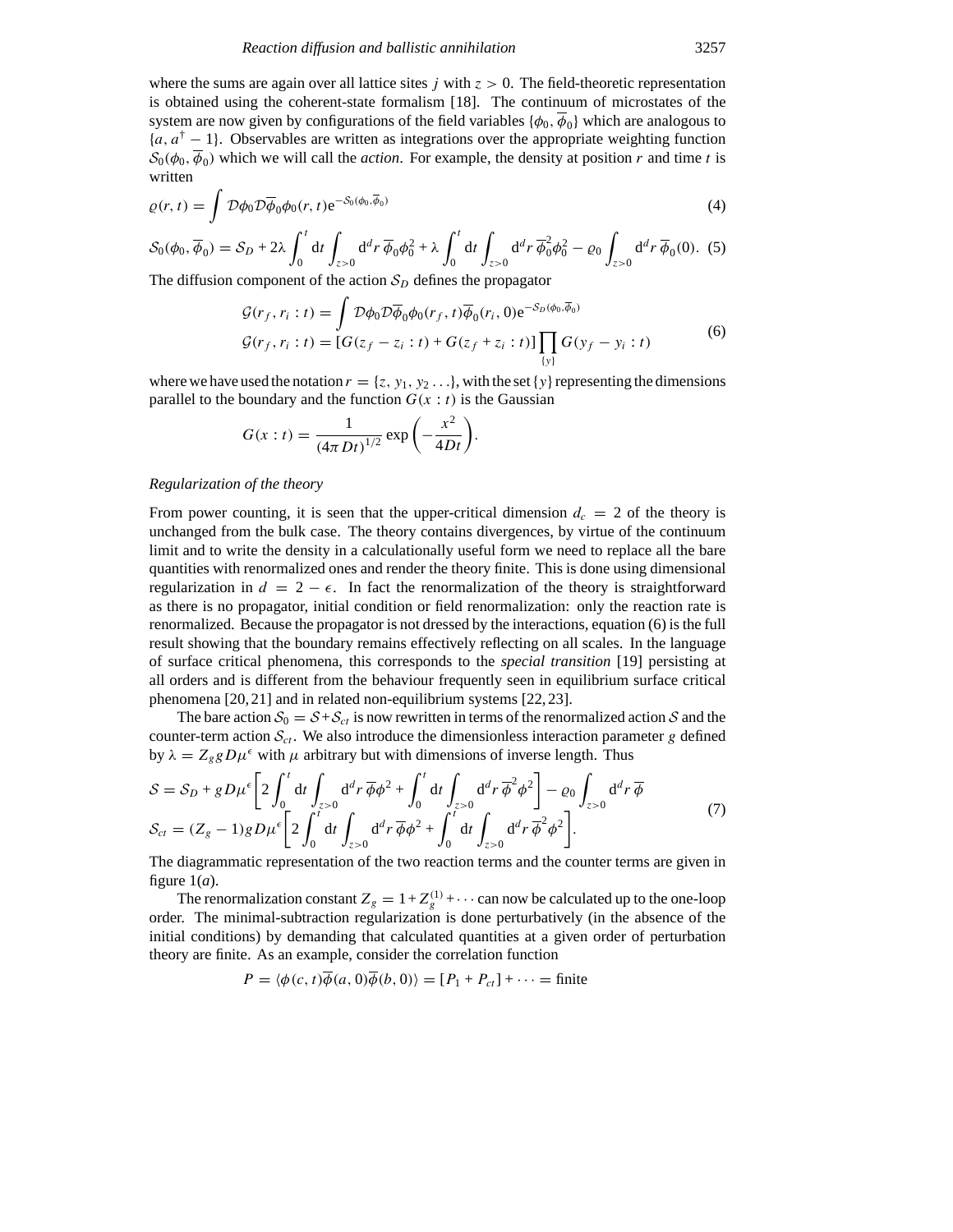where the sums are again over all lattice sites $j$ with $z > 0$. The field-theoretic representation is obtained using the coherent-state formalism [18]. The continuum of microstates of the system are now given by configurations of the field variables $\{\phi_0, \overline{\phi}_0\}$ which are analogous to $\{a, a^\dagger - 1\}$. Observables are written as integrations over the appropriate weighting function $\mathcal{S}_0(\phi_0, \overline{\phi}_0)$ which we will call the *action*. For example, the density at position $r$ and time $t$ is written

$$\varrho(r,t) = \int \mathcal{D}\phi_0 \mathcal{D}\overline{\phi}_0 \phi_0(r,t) \mathrm{e}^{-\mathcal{S}_0(\phi_0,\overline{\phi}_0)} \tag{4}$$

$$\mathcal{S}_0(\phi_0, \overline{\phi}_0) = \mathcal{S}_D + 2\lambda \int_0^t \mathrm{d}t \int_{z>0} \mathrm{d}^d r\, \overline{\phi}_0 \phi_0^2 + \lambda \int_0^t \mathrm{d}t \int_{z>0} \mathrm{d}^d r\, \overline{\phi}_0^2 \phi_0^2 - \varrho_0 \int_{z>0} \mathrm{d}^d r\, \overline{\phi}_0(0). \tag{5}$$

The diffusion component of the action $\mathcal{S}_D$ defines the propagator

$$\begin{aligned}
\mathcal{G}(r_f, r_i : t) &= \int \mathcal{D}\phi_0 \mathcal{D}\overline{\phi}_0 \phi_0(r_f, t)\overline{\phi}_0(r_i, 0) \mathrm{e}^{-\mathcal{S}_D(\phi_0,\overline{\phi}_0)} \\
\mathcal{G}(r_f, r_i : t) &= [G(z_f - z_i : t) + G(z_f + z_i : t)] \prod_{\{y\}} G(y_f - y_i : t)
\end{aligned} \tag{6}$$

where we have used the notation $r = \{z, y_1, y_2 \ldots\}$, with the set $\{y\}$ representing the dimensions parallel to the boundary and the function $G(x : t)$ is the Gaussian

$$G(x : t) = \frac{1}{(4\pi D t)^{1/2}} \exp\left(-\frac{x^2}{4Dt}\right).$$

*Regularization of the theory*

From power counting, it is seen that the upper-critical dimension $d_c = 2$ of the theory is unchanged from the bulk case. The theory contains divergences, by virtue of the continuum limit and to write the density in a calculationally useful form we need to replace all the bare quantities with renormalized ones and render the theory finite. This is done using dimensional regularization in $d = 2 - \epsilon$. In fact the renormalization of the theory is straightforward as there is no propagator, initial condition or field renormalization: only the reaction rate is renormalized. Because the propagator is not dressed by the interactions, equation (6) is the full result showing that the boundary remains effectively reflecting on all scales. In the language of surface critical phenomena, this corresponds to the *special transition* [19] persisting at all orders and is different from the behaviour frequently seen in equilibrium surface critical phenomena [20, 21] and in related non-equilibrium systems [22, 23].

The bare action $\mathcal{S}_0 = \mathcal{S} + \mathcal{S}_{ct}$ is now rewritten in terms of the renormalized action $\mathcal{S}$ and the counter-term action $\mathcal{S}_{ct}$. We also introduce the dimensionless interaction parameter $g$ defined by $\lambda = Z_g g D \mu^\epsilon$ with $\mu$ arbitrary but with dimensions of inverse length. Thus

$$\begin{aligned}
\mathcal{S} &= \mathcal{S}_D + g D \mu^\epsilon \left[ 2\int_0^t \mathrm{d}t \int_{z>0} \mathrm{d}^d r\, \overline{\phi}\phi^2 + \int_0^t \mathrm{d}t \int_{z>0} \mathrm{d}^d r\, \overline{\phi}^2 \phi^2 \right] - \varrho_0 \int_{z>0} \mathrm{d}^d r\, \overline{\phi} \\
\mathcal{S}_{ct} &= (Z_g - 1) g D \mu^\epsilon \left[ 2\int_0^t \mathrm{d}t \int_{z>0} \mathrm{d}^d r\, \overline{\phi}\phi^2 + \int_0^t \mathrm{d}t \int_{z>0} \mathrm{d}^d r\, \overline{\phi}^2 \phi^2 \right].
\end{aligned} \tag{7}$$

The diagrammatic representation of the two reaction terms and the counter terms are given in figure 1(*a*).

The renormalization constant $Z_g = 1 + Z_g^{(1)} + \cdots$ can now be calculated up to the one-loop order. The minimal-subtraction regularization is done perturbatively (in the absence of the initial conditions) by demanding that calculated quantities at a given order of perturbation theory are finite. As an example, consider the correlation function

$$P = \langle \phi(c,t) \overline{\phi}(a,0) \overline{\phi}(b,0) \rangle = [P_1 + P_{ct}] + \cdots = \text{finite}$$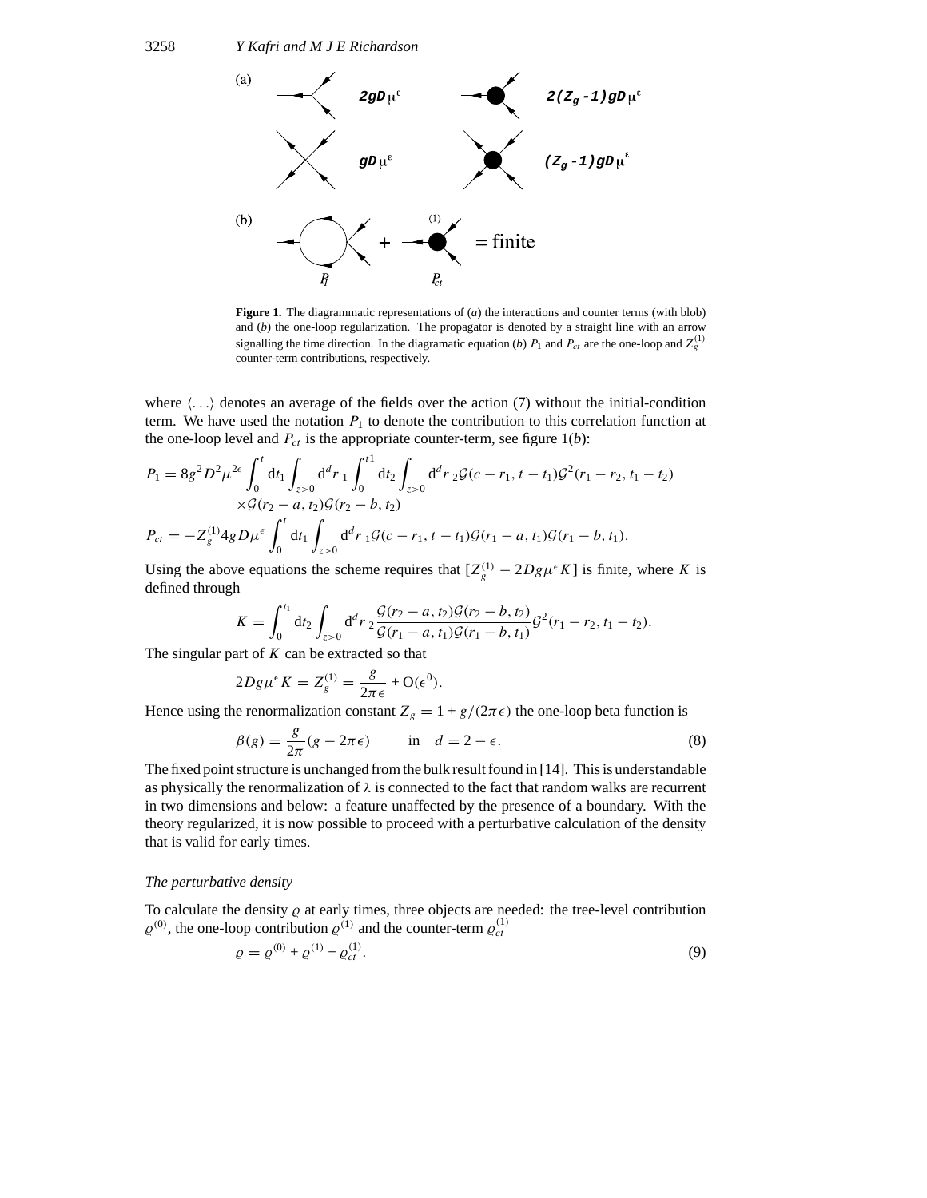(a) $2gD\mu^{\epsilon}$ $2(Z_g-1)gD\mu^{\epsilon}$ $gD\mu^{\epsilon}$ $(Z_g-1)gD\mu^{\epsilon}$

(b) $P_1$ + $P_{ct}$ = finite

**Figure 1.** The diagrammatic representations of (*a*) the interactions and counter terms (with blob) and (*b*) the one-loop regularization. The propagator is denoted by a straight line with an arrow signalling the time direction. In the diagramatic equation (*b*) $P_1$ and $P_{ct}$ are the one-loop and $Z_g^{(1)}$ counter-term contributions, respectively.

where $\langle \ldots \rangle$ denotes an average of the fields over the action (7) without the initial-condition term. We have used the notation $P_1$ to denote the contribution to this correlation function at the one-loop level and $P_{ct}$ is the appropriate counter-term, see figure 1(*b*):

$$P_1 = 8g^2D^2\mu^{2\epsilon}\int_0^t \mathrm{d}t_1 \int_{z>0} \mathrm{d}^d r_1 \int_0^{t1} \mathrm{d}t_2 \int_{z>0} \mathrm{d}^d r_2 \mathcal{G}(c - r_1, t - t_1)\mathcal{G}^2(r_1 - r_2, t_1 - t_2)$$
$$\times \mathcal{G}(r_2 - a, t_2)\mathcal{G}(r_2 - b, t_2)$$
$$P_{ct} = -Z_g^{(1)} 4gD\mu^{\epsilon}\int_0^t \mathrm{d}t_1 \int_{z>0} \mathrm{d}^d r_1 \mathcal{G}(c - r_1, t - t_1)\mathcal{G}(r_1 - a, t_1)\mathcal{G}(r_1 - b, t_1).$$

Using the above equations the scheme requires that $[Z_g^{(1)} - 2Dg\mu^{\epsilon}K]$ is finite, where $K$ is defined through

$$K = \int_0^{t_1} \mathrm{d}t_2 \int_{z>0} \mathrm{d}^d r_2 \frac{\mathcal{G}(r_2 - a, t_2)\mathcal{G}(r_2 - b, t_2)}{\mathcal{G}(r_1 - a, t_1)\mathcal{G}(r_1 - b, t_1)}\mathcal{G}^2(r_1 - r_2, t_1 - t_2).$$

The singular part of $K$ can be extracted so that

$$2Dg\mu^{\epsilon}K = Z_g^{(1)} = \frac{g}{2\pi\epsilon} + \mathrm{O}(\epsilon^0).$$

Hence using the renormalization constant $Z_g = 1 + g/(2\pi\epsilon)$ the one-loop beta function is

$$\beta(g) = \frac{g}{2\pi}(g - 2\pi\epsilon) \qquad \text{in} \quad d = 2 - \epsilon. \tag{8}$$

The fixed point structure is unchanged from the bulk result found in [14]. This is understandable as physically the renormalization of $\lambda$ is connected to the fact that random walks are recurrent in two dimensions and below: a feature unaffected by the presence of a boundary. With the theory regularized, it is now possible to proceed with a perturbative calculation of the density that is valid for early times.

### *The perturbative density*

To calculate the density $\varrho$ at early times, three objects are needed: the tree-level contribution $\varrho^{(0)}$, the one-loop contribution $\varrho^{(1)}$ and the counter-term $\varrho_{ct}^{(1)}$

$$\varrho = \varrho^{(0)} + \varrho^{(1)} + \varrho_{ct}^{(1)}. \tag{9}$$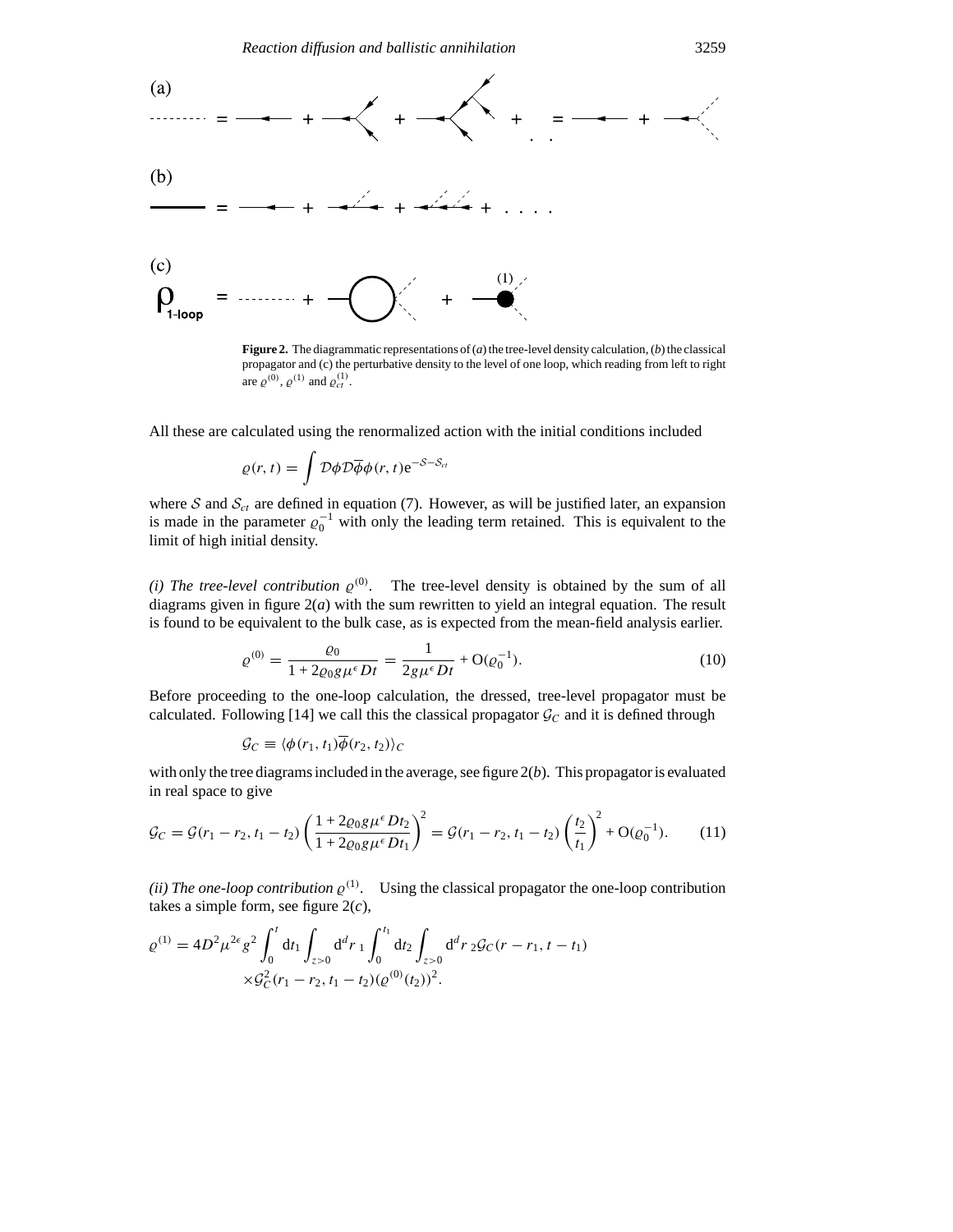**Figure 2.** The diagrammatic representations of (*a*) the tree-level density calculation, (*b*) the classical propagator and (c) the perturbative density to the level of one loop, which reading from left to right are $\varrho^{(0)}$, $\varrho^{(1)}$ and $\varrho^{(1)}_{ct}$.

All these are calculated using the renormalized action with the initial conditions included

$$\varrho(r,t) = \int \mathcal{D}\phi\mathcal{D}\overline{\phi}\phi(r,t)\mathrm{e}^{-\mathcal{S}-\mathcal{S}_{ct}}$$

where $\mathcal{S}$ and $\mathcal{S}_{ct}$ are defined in equation (7). However, as will be justified later, an expansion is made in the parameter $\varrho_0^{-1}$ with only the leading term retained. This is equivalent to the limit of high initial density.

*(i) The tree-level contribution* $\varrho^{(0)}$. The tree-level density is obtained by the sum of all diagrams given in figure 2(*a*) with the sum rewritten to yield an integral equation. The result is found to be equivalent to the bulk case, as is expected from the mean-field analysis earlier.

$$\varrho^{(0)} = \frac{\varrho_0}{1+2\varrho_0 g\mu^\epsilon Dt} = \frac{1}{2g\mu^\epsilon Dt} + \mathrm{O}(\varrho_0^{-1}). \tag{10}$$

Before proceeding to the one-loop calculation, the dressed, tree-level propagator must be calculated. Following [14] we call this the classical propagator $\mathcal{G}_C$ and it is defined through

$$\mathcal{G}_C \equiv \langle\phi(r_1,t_1)\overline{\phi}(r_2,t_2)\rangle_C$$

with only the tree diagrams included in the average, see figure 2(*b*). This propagator is evaluated in real space to give

$$\mathcal{G}_C = \mathcal{G}(r_1-r_2,t_1-t_2)\left(\frac{1+2\varrho_0 g\mu^\epsilon Dt_2}{1+2\varrho_0 g\mu^\epsilon Dt_1}\right)^2 = \mathcal{G}(r_1-r_2,t_1-t_2)\left(\frac{t_2}{t_1}\right)^2 + \mathrm{O}(\varrho_0^{-1}). \tag{11}$$

*(ii) The one-loop contribution* $\varrho^{(1)}$. Using the classical propagator the one-loop contribution takes a simple form, see figure 2(*c*),

$$\varrho^{(1)} = 4D^2\mu^{2\epsilon}g^2\int_0^t \mathrm{d}t_1\int_{z>0}\mathrm{d}^d r_1\int_0^{t_1}\mathrm{d}t_2\int_{z>0}\mathrm{d}^d r_2\,\mathcal{G}_C(r-r_1,t-t_1)$$
$$\times\mathcal{G}_C^2(r_1-r_2,t_1-t_2)(\varrho^{(0)}(t_2))^2.$$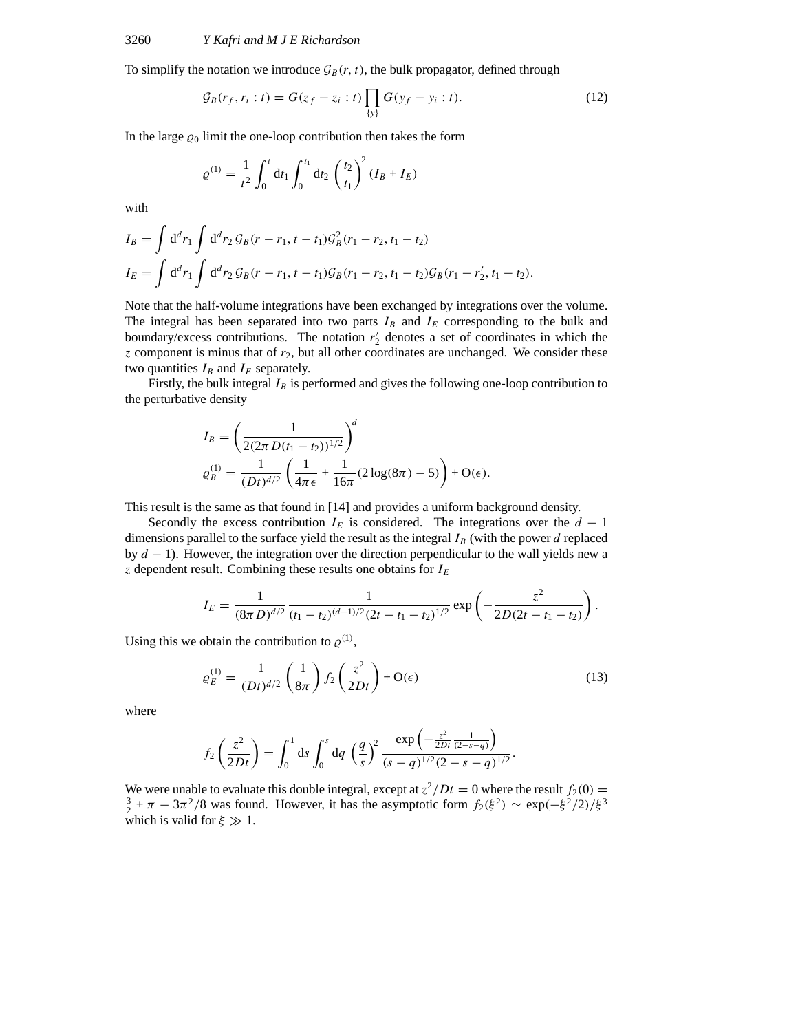To simplify the notation we introduce $\mathcal{G}_B(r, t)$, the bulk propagator, defined through

$$\mathcal{G}_B(r_f, r_i : t) = G(z_f - z_i : t) \prod_{\{y\}} G(y_f - y_i : t). \tag{12}$$

In the large $\varrho_0$ limit the one-loop contribution then takes the form

$$\varrho^{(1)} = \frac{1}{t^2} \int_0^t \mathrm{d}t_1 \int_0^{t_1} \mathrm{d}t_2 \left(\frac{t_2}{t_1}\right)^2 (I_B + I_E)$$

with

$$I_B = \int \mathrm{d}^d r_1 \int \mathrm{d}^d r_2 \, \mathcal{G}_B(r - r_1, t - t_1) \mathcal{G}_B^2(r_1 - r_2, t_1 - t_2)$$
$$I_E = \int \mathrm{d}^d r_1 \int \mathrm{d}^d r_2 \, \mathcal{G}_B(r - r_1, t - t_1) \mathcal{G}_B(r_1 - r_2, t_1 - t_2) \mathcal{G}_B(r_1 - r_2', t_1 - t_2).$$

Note that the half-volume integrations have been exchanged by integrations over the volume. The integral has been separated into two parts $I_B$ and $I_E$ corresponding to the bulk and boundary/excess contributions. The notation $r_2'$ denotes a set of coordinates in which the $z$ component is minus that of $r_2$, but all other coordinates are unchanged. We consider these two quantities $I_B$ and $I_E$ separately.

Firstly, the bulk integral $I_B$ is performed and gives the following one-loop contribution to the perturbative density

$$I_B = \left(\frac{1}{2(2\pi D(t_1 - t_2))^{1/2}}\right)^d$$
$$\varrho_B^{(1)} = \frac{1}{(Dt)^{d/2}} \left(\frac{1}{4\pi\epsilon} + \frac{1}{16\pi}(2\log(8\pi) - 5)\right) + \mathrm{O}(\epsilon).$$

This result is the same as that found in [14] and provides a uniform background density.

Secondly the excess contribution $I_E$ is considered. The integrations over the $d - 1$ dimensions parallel to the surface yield the result as the integral $I_B$ (with the power $d$ replaced by $d - 1$). However, the integration over the direction perpendicular to the wall yields new a $z$ dependent result. Combining these results one obtains for $I_E$

$$I_E = \frac{1}{(8\pi D)^{d/2}} \frac{1}{(t_1 - t_2)^{(d-1)/2}(2t - t_1 - t_2)^{1/2}} \exp\left(-\frac{z^2}{2D(2t - t_1 - t_2)}\right).$$

Using this we obtain the contribution to $\varrho^{(1)}$,

$$\varrho_E^{(1)} = \frac{1}{(Dt)^{d/2}} \left(\frac{1}{8\pi}\right) f_2\left(\frac{z^2}{2Dt}\right) + \mathrm{O}(\epsilon) \tag{13}$$

where

$$f_2\left(\frac{z^2}{2Dt}\right) = \int_0^1 \mathrm{d}s \int_0^s \mathrm{d}q \left(\frac{q}{s}\right)^2 \frac{\exp\left(-\frac{z^2}{2Dt}\frac{1}{(2-s-q)}\right)}{(s-q)^{1/2}(2-s-q)^{1/2}}.$$

We were unable to evaluate this double integral, except at $z^2/Dt = 0$ where the result $f_2(0) = \frac{3}{2} + \pi - 3\pi^2/8$ was found. However, it has the asymptotic form $f_2(\xi^2) \sim \exp(-\xi^2/2)/\xi^3$ which is valid for $\xi \gg 1$.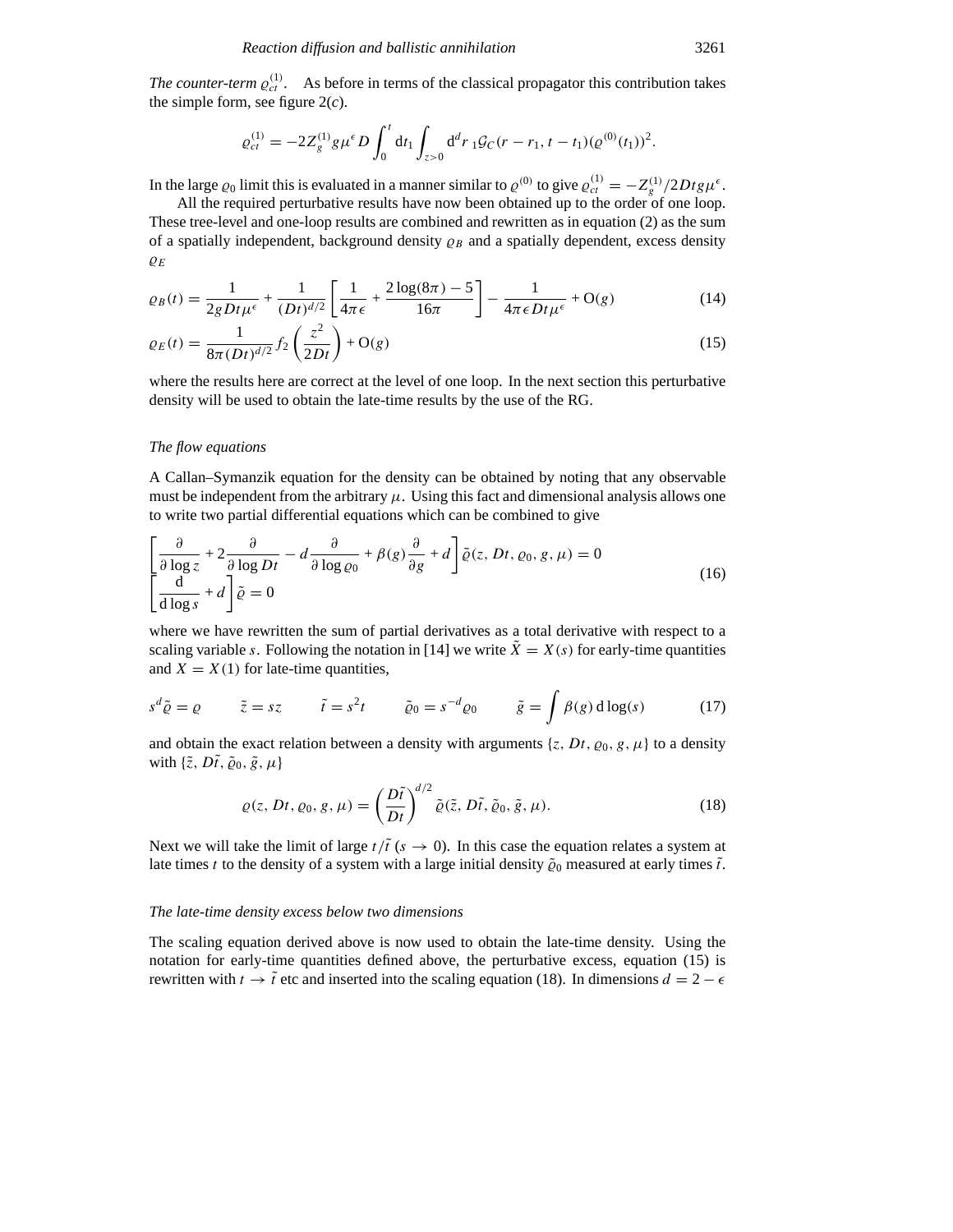*The counter-term* $\varrho_{ct}^{(1)}$. As before in terms of the classical propagator this contribution takes the simple form, see figure 2(*c*).

$$\varrho_{ct}^{(1)} = -2Z_g^{(1)} g\mu^\epsilon D \int_0^t \mathrm{d}t_1 \int_{z>0} \mathrm{d}^d r_1 \mathcal{G}_C(r - r_1, t - t_1)(\varrho^{(0)}(t_1))^2.$$

In the large $\varrho_0$ limit this is evaluated in a manner similar to $\varrho^{(0)}$ to give $\varrho_{ct}^{(1)} = -Z_g^{(1)}/2Dtg\mu^\epsilon$.

All the required perturbative results have now been obtained up to the order of one loop. These tree-level and one-loop results are combined and rewritten as in equation (2) as the sum of a spatially independent, background density $\varrho_B$ and a spatially dependent, excess density $\varrho_E$

$$\varrho_B(t) = \frac{1}{2gDt\mu^\epsilon} + \frac{1}{(Dt)^{d/2}}\left[\frac{1}{4\pi\epsilon} + \frac{2\log(8\pi) - 5}{16\pi}\right] - \frac{1}{4\pi\epsilon Dt\mu^\epsilon} + \mathrm{O}(g) \tag{14}$$

$$\varrho_E(t) = \frac{1}{8\pi(Dt)^{d/2}} f_2\left(\frac{z^2}{2Dt}\right) + \mathrm{O}(g) \tag{15}$$

where the results here are correct at the level of one loop. In the next section this perturbative density will be used to obtain the late-time results by the use of the RG.

### The flow equations

A Callan–Symanzik equation for the density can be obtained by noting that any observable must be independent from the arbitrary $\mu$. Using this fact and dimensional analysis allows one to write two partial differential equations which can be combined to give

$$\begin{aligned}
&\left[\frac{\partial}{\partial \log z} + 2\frac{\partial}{\partial \log Dt} - d\frac{\partial}{\partial \log \varrho_0} + \beta(g)\frac{\partial}{\partial g} + d\right]\tilde{\varrho}(z, Dt, \varrho_0, g, \mu) = 0 \\
&\left[\frac{\mathrm{d}}{\mathrm{d}\log s} + d\right]\tilde{\varrho} = 0
\end{aligned} \tag{16}$$

where we have rewritten the sum of partial derivatives as a total derivative with respect to a scaling variable $s$. Following the notation in [14] we write $\tilde{X} = X(s)$ for early-time quantities and $X = X(1)$ for late-time quantities,

$$s^d\tilde{\varrho} = \varrho \qquad \tilde{z} = sz \qquad \tilde{t} = s^2 t \qquad \tilde{\varrho}_0 = s^{-d}\varrho_0 \qquad \tilde{g} = \int \beta(g)\,\mathrm{d}\log(s) \tag{17}$$

and obtain the exact relation between a density with arguments $\{z, Dt, \varrho_0, g, \mu\}$ to a density with $\{\tilde{z}, D\tilde{t}, \tilde{\varrho}_0, \tilde{g}, \mu\}$

$$\varrho(z, Dt, \varrho_0, g, \mu) = \left(\frac{D\tilde{t}}{Dt}\right)^{d/2} \tilde{\varrho}(\tilde{z}, D\tilde{t}, \tilde{\varrho}_0, \tilde{g}, \mu). \tag{18}$$

Next we will take the limit of large $t/\tilde{t}$ ($s \to 0$). In this case the equation relates a system at late times $t$ to the density of a system with a large initial density $\tilde{\varrho}_0$ measured at early times $\tilde{t}$.

### The late-time density excess below two dimensions

The scaling equation derived above is now used to obtain the late-time density. Using the notation for early-time quantities defined above, the perturbative excess, equation (15) is rewritten with $t \to \tilde{t}$ etc and inserted into the scaling equation (18). In dimensions $d = 2 - \epsilon$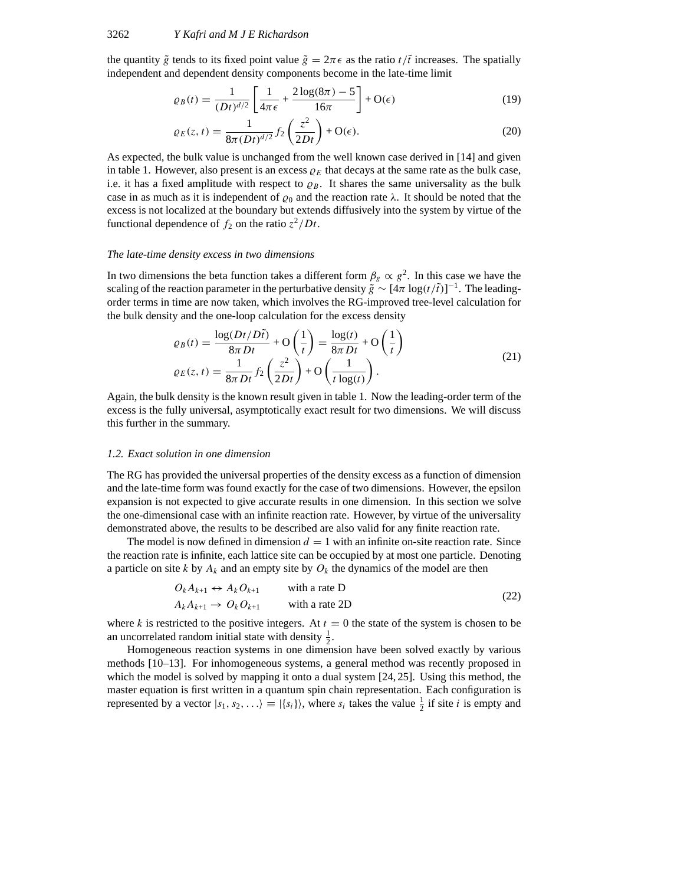the quantity $\tilde{g}$ tends to its fixed point value $\tilde{g} = 2\pi\epsilon$ as the ratio $t/\tilde{t}$ increases. The spatially independent and dependent density components become in the late-time limit

$$\varrho_B(t) = \frac{1}{(Dt)^{d/2}} \left[ \frac{1}{4\pi\epsilon} + \frac{2\log(8\pi) - 5}{16\pi} \right] + \mathrm{O}(\epsilon) \tag{19}$$

$$\varrho_E(z,t) = \frac{1}{8\pi (Dt)^{d/2}} f_2\left(\frac{z^2}{2Dt}\right) + \mathrm{O}(\epsilon). \tag{20}$$

As expected, the bulk value is unchanged from the well known case derived in [14] and given in table 1. However, also present is an excess $\varrho_E$ that decays at the same rate as the bulk case, i.e. it has a fixed amplitude with respect to $\varrho_B$. It shares the same universality as the bulk case in as much as it is independent of $\varrho_0$ and the reaction rate $\lambda$. It should be noted that the excess is not localized at the boundary but extends diffusively into the system by virtue of the functional dependence of $f_2$ on the ratio $z^2/Dt$.

*The late-time density excess in two dimensions*

In two dimensions the beta function takes a different form $\beta_g \propto g^2$. In this case we have the scaling of the reaction parameter in the perturbative density $\tilde{g} \sim [4\pi \log(t/\tilde{t})]^{-1}$. The leading-order terms in time are now taken, which involves the RG-improved tree-level calculation for the bulk density and the one-loop calculation for the excess density

$$\begin{aligned}
\varrho_B(t) &= \frac{\log(Dt/D\tilde{t})}{8\pi Dt} + \mathrm{O}\left(\frac{1}{t}\right) = \frac{\log(t)}{8\pi Dt} + \mathrm{O}\left(\frac{1}{t}\right) \\
\varrho_E(z,t) &= \frac{1}{8\pi Dt} f_2\left(\frac{z^2}{2Dt}\right) + \mathrm{O}\left(\frac{1}{t\log(t)}\right).
\end{aligned} \tag{21}$$

Again, the bulk density is the known result given in table 1. Now the leading-order term of the excess is the fully universal, asymptotically exact result for two dimensions. We will discuss this further in the summary.

### 1.2. Exact solution in one dimension

The RG has provided the universal properties of the density excess as a function of dimension and the late-time form was found exactly for the case of two dimensions. However, the epsilon expansion is not expected to give accurate results in one dimension. In this section we solve the one-dimensional case with an infinite reaction rate. However, by virtue of the universality demonstrated above, the results to be described are also valid for any finite reaction rate.

The model is now defined in dimension $d = 1$ with an infinite on-site reaction rate. Since the reaction rate is infinite, each lattice site can be occupied by at most one particle. Denoting a particle on site $k$ by $A_k$ and an empty site by $O_k$ the dynamics of the model are then

$$\begin{aligned}
O_k A_{k+1} &\leftrightarrow A_k O_{k+1} \qquad \text{with a rate D} \\
A_k A_{k+1} &\rightarrow O_k O_{k+1} \qquad \text{with a rate 2D}
\end{aligned} \tag{22}$$

where $k$ is restricted to the positive integers. At $t = 0$ the state of the system is chosen to be an uncorrelated random initial state with density $\frac{1}{2}$.

Homogeneous reaction systems in one dimension have been solved exactly by various methods [10–13]. For inhomogeneous systems, a general method was recently proposed in which the model is solved by mapping it onto a dual system [24, 25]. Using this method, the master equation is first written in a quantum spin chain representation. Each configuration is represented by a vector $|s_1, s_2, \ldots\rangle \equiv |\{s_i\}\rangle$, where $s_i$ takes the value $\frac{1}{2}$ if site $i$ is empty and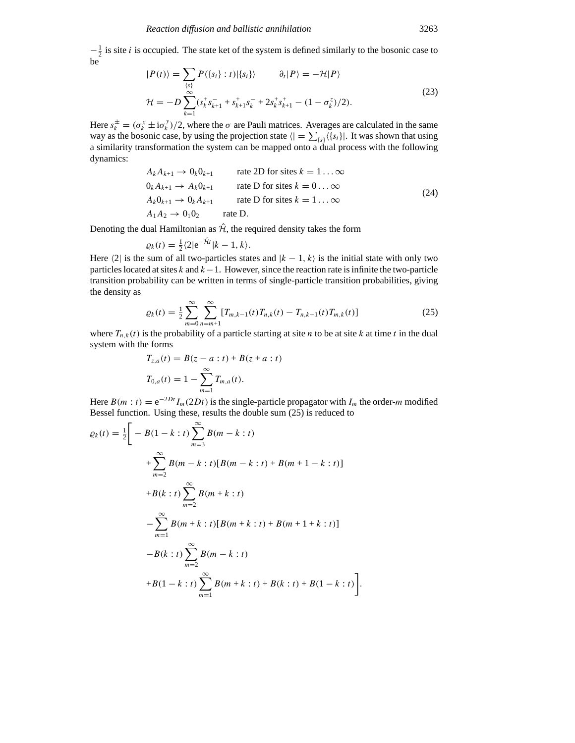$-\frac{1}{2}$ is site $i$ is occupied. The state ket of the system is defined similarly to the bosonic case to be

$$
\begin{aligned}
|P(t)\rangle &= \sum_{\{s\}} P(\{s_i\} : t)|\{s_i\}\rangle \qquad \partial_t |P\rangle = -\mathcal{H}|P\rangle \\
\mathcal{H} &= -D\sum_{k=1}^{\infty}(s_k^+ s_{k+1}^- + s_{k+1}^+ s_k^- + 2s_k^+ s_{k+1}^+ - (1-\sigma_k^z)/2).
\end{aligned}
\tag{23}
$$

Here $s_k^{\pm} = (\sigma_k^x \pm \mathrm{i}\sigma_k^y)/2$, where the $\sigma$ are Pauli matrices. Averages are calculated in the same way as the bosonic case, by using the projection state $\langle| = \sum_{\{s\}}\langle\{s_i\}|$. It was shown that using a similarity transformation the system can be mapped onto a dual process with the following dynamics:

$$
\begin{aligned}
&A_k A_{k+1} \to 0_k 0_{k+1} \qquad \text{rate 2D for sites } k = 1\ldots\infty \\
&0_k A_{k+1} \to A_k 0_{k+1} \qquad \text{rate D for sites } k = 0\ldots\infty \\
&A_k 0_{k+1} \to 0_k A_{k+1} \qquad \text{rate D for sites } k = 1\ldots\infty \\
&A_1 A_2 \to 0_1 0_2 \qquad \text{rate D.}
\end{aligned}
\tag{24}
$$

Denoting the dual Hamiltonian as $\hat{\mathcal{H}}$, the required density takes the form

$$
\varrho_k(t) = \tfrac{1}{2}\langle 2|\mathrm{e}^{-\hat{\mathcal{H}}t}|k-1,k\rangle.
$$

Here $\langle 2|$ is the sum of all two-particles states and $|k-1,k\rangle$ is the initial state with only two particles located at sites $k$ and $k-1$. However, since the reaction rate is infinite the two-particle transition probability can be written in terms of single-particle transition probabilities, giving the density as

$$
\varrho_k(t) = \tfrac{1}{2}\sum_{m=0}^{\infty}\sum_{n=m+1}^{\infty}[T_{m,k-1}(t)T_{n,k}(t) - T_{n,k-1}(t)T_{m,k}(t)]
\tag{25}
$$

where $T_{n,k}(t)$ is the probability of a particle starting at site $n$ to be at site $k$ at time $t$ in the dual system with the forms

$$
\begin{aligned}
T_{z,a}(t) &= B(z-a:t) + B(z+a:t) \\
T_{0,a}(t) &= 1 - \sum_{m=1}^{\infty} T_{m,a}(t).
\end{aligned}
$$

Here $B(m:t) = \mathrm{e}^{-2Dt}I_m(2Dt)$ is the single-particle propagator with $I_m$ the order-$m$ modified Bessel function. Using these, results the double sum (25) is reduced to

$$
\begin{aligned}
\varrho_k(t) = \tfrac{1}{2}\Bigg[ &-B(1-k:t)\sum_{m=3}^{\infty}B(m-k:t) \\
&+\sum_{m=2}^{\infty}B(m-k:t)[B(m-k:t)+B(m+1-k:t)] \\
&+B(k:t)\sum_{m=2}^{\infty}B(m+k:t) \\
&-\sum_{m=1}^{\infty}B(m+k:t)[B(m+k:t)+B(m+1+k:t)] \\
&-B(k:t)\sum_{m=2}^{\infty}B(m-k:t) \\
&+B(1-k:t)\sum_{m=1}^{\infty}B(m+k:t)+B(k:t)+B(1-k:t)\Bigg].
\end{aligned}
$$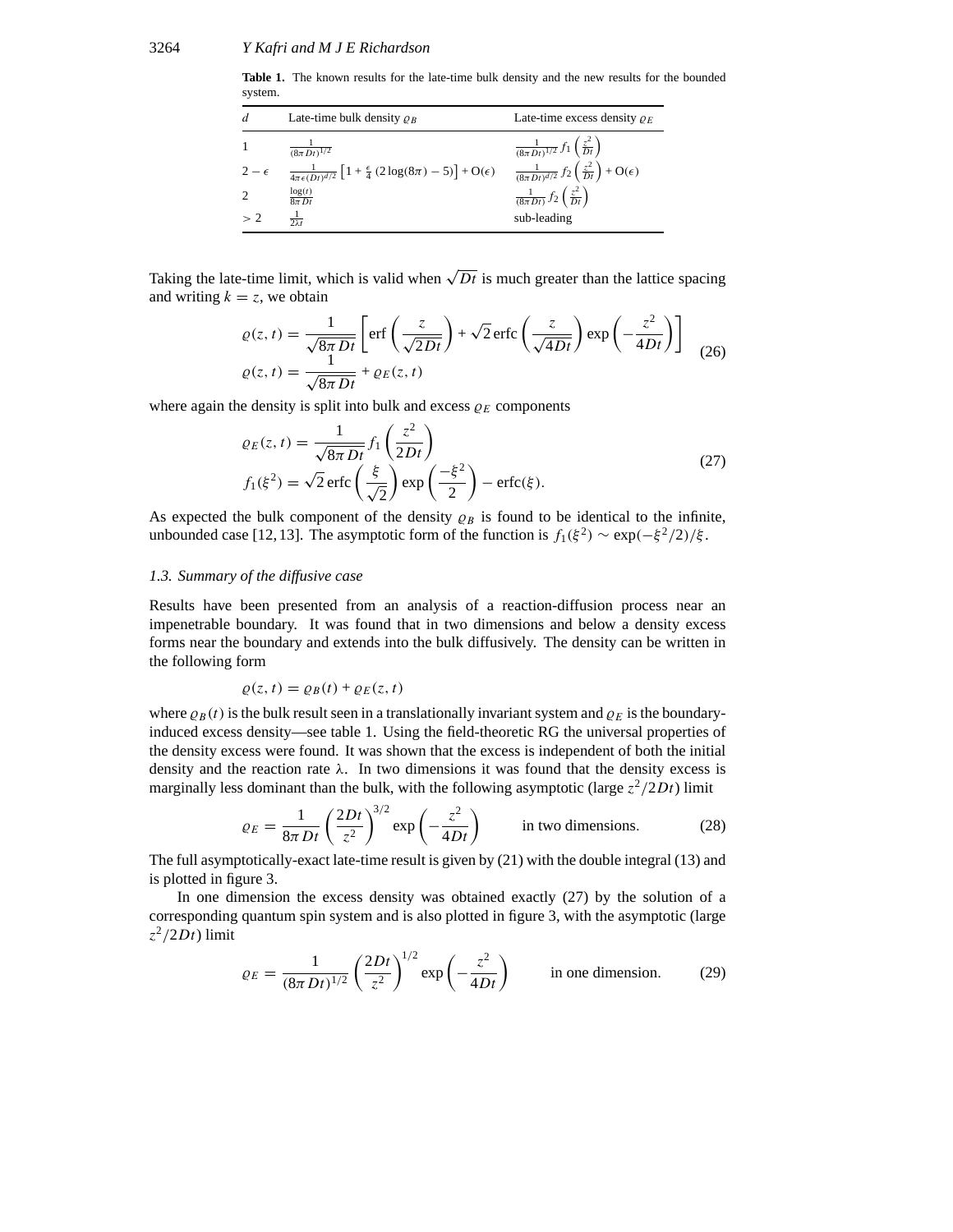**Table 1.** The known results for the late-time bulk density and the new results for the bounded system.

| $d$ | Late-time bulk density $\varrho_B$ | Late-time excess density $\varrho_E$ |
|---|---|---|
| 1 | $\frac{1}{(8\pi Dt)^{1/2}}$ | $\frac{1}{(8\pi Dt)^{1/2}} f_1\left(\frac{z^2}{Dt}\right)$ |
| $2-\epsilon$ | $\frac{1}{4\pi\epsilon(Dt)^{d/2}}\left[1+\frac{\epsilon}{4}\left(2\log(8\pi)-5\right)\right]+\mathrm{O}(\epsilon)$ | $\frac{1}{(8\pi Dt)^{d/2}} f_2\left(\frac{z^2}{Dt}\right)+\mathrm{O}(\epsilon)$ |
| 2 | $\frac{\log(t)}{8\pi Dt}$ | $\frac{1}{(8\pi Dt)} f_2\left(\frac{z^2}{Dt}\right)$ |
| $>2$ | $\frac{1}{2\lambda t}$ | sub-leading |

Taking the late-time limit, which is valid when $\sqrt{Dt}$ is much greater than the lattice spacing and writing $k = z$, we obtain

$$
\begin{aligned}
\varrho(z,t) &= \frac{1}{\sqrt{8\pi Dt}}\left[\operatorname{erf}\left(\frac{z}{\sqrt{2Dt}}\right)+\sqrt{2}\operatorname{erfc}\left(\frac{z}{\sqrt{4Dt}}\right)\exp\left(-\frac{z^2}{4Dt}\right)\right] \\
\varrho(z,t) &= \frac{1}{\sqrt{8\pi Dt}}+\varrho_E(z,t)
\end{aligned}
\tag{26}
$$

where again the density is split into bulk and excess $\varrho_E$ components

$$
\begin{aligned}
\varrho_E(z,t) &= \frac{1}{\sqrt{8\pi Dt}} f_1\left(\frac{z^2}{2Dt}\right) \\
f_1(\xi^2) &= \sqrt{2}\operatorname{erfc}\left(\frac{\xi}{\sqrt{2}}\right)\exp\left(\frac{-\xi^2}{2}\right)-\operatorname{erfc}(\xi).
\end{aligned}
\tag{27}
$$

As expected the bulk component of the density $\varrho_B$ is found to be identical to the infinite, unbounded case [12, 13]. The asymptotic form of the function is $f_1(\xi^2) \sim \exp(-\xi^2/2)/\xi$.

### 1.3. Summary of the diffusive case

Results have been presented from an analysis of a reaction-diffusion process near an impenetrable boundary. It was found that in two dimensions and below a density excess forms near the boundary and extends into the bulk diffusively. The density can be written in the following form

$$
\varrho(z,t) = \varrho_B(t)+\varrho_E(z,t)
$$

where $\varrho_B(t)$ is the bulk result seen in a translationally invariant system and $\varrho_E$ is the boundary-induced excess density—see table 1. Using the field-theoretic RG the universal properties of the density excess were found. It was shown that the excess is independent of both the initial density and the reaction rate $\lambda$. In two dimensions it was found that the density excess is marginally less dominant than the bulk, with the following asymptotic (large $z^2/2Dt$) limit

$$
\varrho_E = \frac{1}{8\pi Dt}\left(\frac{2Dt}{z^2}\right)^{3/2}\exp\left(-\frac{z^2}{4Dt}\right) \qquad \text{in two dimensions.} \tag{28}
$$

The full asymptotically-exact late-time result is given by (21) with the double integral (13) and is plotted in figure 3.

In one dimension the excess density was obtained exactly (27) by the solution of a corresponding quantum spin system and is also plotted in figure 3, with the asymptotic (large $z^2/2Dt$) limit

$$
\varrho_E = \frac{1}{(8\pi Dt)^{1/2}}\left(\frac{2Dt}{z^2}\right)^{1/2}\exp\left(-\frac{z^2}{4Dt}\right) \qquad \text{in one dimension.} \tag{29}
$$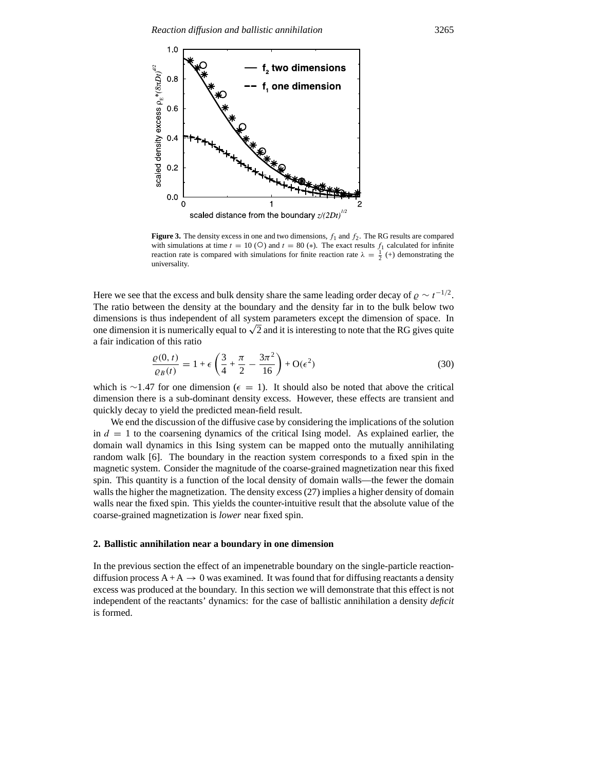**Figure 3.** The density excess in one and two dimensions, $f_1$ and $f_2$. The RG results are compared with simulations at time $t = 10$ (○) and $t = 80$ ($*$). The exact results $f_1$ calculated for infinite reaction rate is compared with simulations for finite reaction rate $\lambda = \frac{1}{2}$ (+) demonstrating the universality.

Here we see that the excess and bulk density share the same leading order decay of $\varrho \sim t^{-1/2}$. The ratio between the density at the boundary and the density far in to the bulk below two dimensions is thus independent of all system parameters except the dimension of space. In one dimension it is numerically equal to $\sqrt{2}$ and it is interesting to note that the RG gives quite a fair indication of this ratio

$$\frac{\varrho(0,t)}{\varrho_B(t)} = 1 + \epsilon\left(\frac{3}{4} + \frac{\pi}{2} - \frac{3\pi^2}{16}\right) + O(\epsilon^2) \tag{30}$$

which is $\sim$1.47 for one dimension ($\epsilon = 1$). It should also be noted that above the critical dimension there is a sub-dominant density excess. However, these effects are transient and quickly decay to yield the predicted mean-field result.

We end the discussion of the diffusive case by considering the implications of the solution in $d = 1$ to the coarsening dynamics of the critical Ising model. As explained earlier, the domain wall dynamics in this Ising system can be mapped onto the mutually annihilating random walk [6]. The boundary in the reaction system corresponds to a fixed spin in the magnetic system. Consider the magnitude of the coarse-grained magnetization near this fixed spin. This quantity is a function of the local density of domain walls—the fewer the domain walls the higher the magnetization. The density excess (27) implies a higher density of domain walls near the fixed spin. This yields the counter-intuitive result that the absolute value of the coarse-grained magnetization is *lower* near fixed spin.

## 2. Ballistic annihilation near a boundary in one dimension

In the previous section the effect of an impenetrable boundary on the single-particle reaction-diffusion process $A + A \to 0$ was examined. It was found that for diffusing reactants a density excess was produced at the boundary. In this section we will demonstrate that this effect is not independent of the reactants' dynamics: for the case of ballistic annihilation a density *deficit* is formed.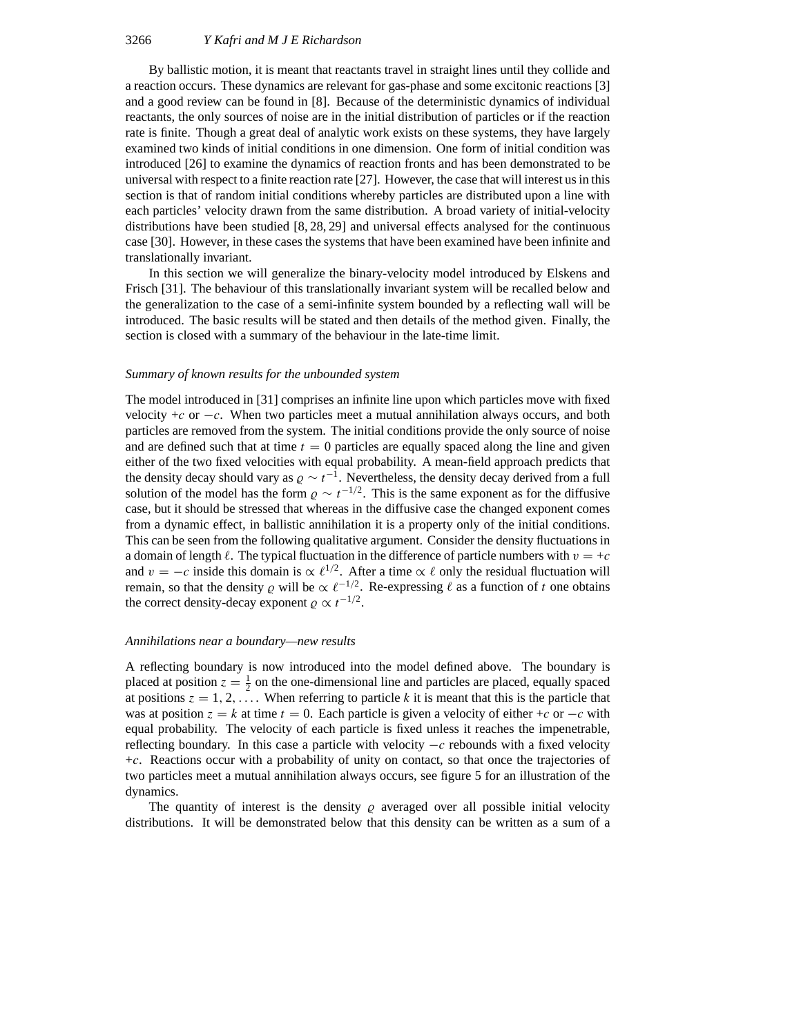By ballistic motion, it is meant that reactants travel in straight lines until they collide and a reaction occurs. These dynamics are relevant for gas-phase and some excitonic reactions [3] and a good review can be found in [8]. Because of the deterministic dynamics of individual reactants, the only sources of noise are in the initial distribution of particles or if the reaction rate is finite. Though a great deal of analytic work exists on these systems, they have largely examined two kinds of initial conditions in one dimension. One form of initial condition was introduced [26] to examine the dynamics of reaction fronts and has been demonstrated to be universal with respect to a finite reaction rate [27]. However, the case that will interest us in this section is that of random initial conditions whereby particles are distributed upon a line with each particles' velocity drawn from the same distribution. A broad variety of initial-velocity distributions have been studied [8, 28, 29] and universal effects analysed for the continuous case [30]. However, in these cases the systems that have been examined have been infinite and translationally invariant.

In this section we will generalize the binary-velocity model introduced by Elskens and Frisch [31]. The behaviour of this translationally invariant system will be recalled below and the generalization to the case of a semi-infinite system bounded by a reflecting wall will be introduced. The basic results will be stated and then details of the method given. Finally, the section is closed with a summary of the behaviour in the late-time limit.

### *Summary of known results for the unbounded system*

The model introduced in [31] comprises an infinite line upon which particles move with fixed velocity $+c$ or $-c$. When two particles meet a mutual annihilation always occurs, and both particles are removed from the system. The initial conditions provide the only source of noise and are defined such that at time $t = 0$ particles are equally spaced along the line and given either of the two fixed velocities with equal probability. A mean-field approach predicts that the density decay should vary as $\varrho \sim t^{-1}$. Nevertheless, the density decay derived from a full solution of the model has the form $\varrho \sim t^{-1/2}$. This is the same exponent as for the diffusive case, but it should be stressed that whereas in the diffusive case the changed exponent comes from a dynamic effect, in ballistic annihilation it is a property only of the initial conditions. This can be seen from the following qualitative argument. Consider the density fluctuations in a domain of length $\ell$. The typical fluctuation in the difference of particle numbers with $v = +c$ and $v = -c$ inside this domain is $\propto \ell^{1/2}$. After a time $\propto \ell$ only the residual fluctuation will remain, so that the density $\varrho$ will be $\propto \ell^{-1/2}$. Re-expressing $\ell$ as a function of $t$ one obtains the correct density-decay exponent $\varrho \propto t^{-1/2}$.

### *Annihilations near a boundary—new results*

A reflecting boundary is now introduced into the model defined above. The boundary is placed at position $z = \frac{1}{2}$ on the one-dimensional line and particles are placed, equally spaced at positions $z = 1, 2, \ldots$. When referring to particle $k$ it is meant that this is the particle that was at position $z = k$ at time $t = 0$. Each particle is given a velocity of either $+c$ or $-c$ with equal probability. The velocity of each particle is fixed unless it reaches the impenetrable, reflecting boundary. In this case a particle with velocity $-c$ rebounds with a fixed velocity $+c$. Reactions occur with a probability of unity on contact, so that once the trajectories of two particles meet a mutual annihilation always occurs, see figure 5 for an illustration of the dynamics.

The quantity of interest is the density $\varrho$ averaged over all possible initial velocity distributions. It will be demonstrated below that this density can be written as a sum of a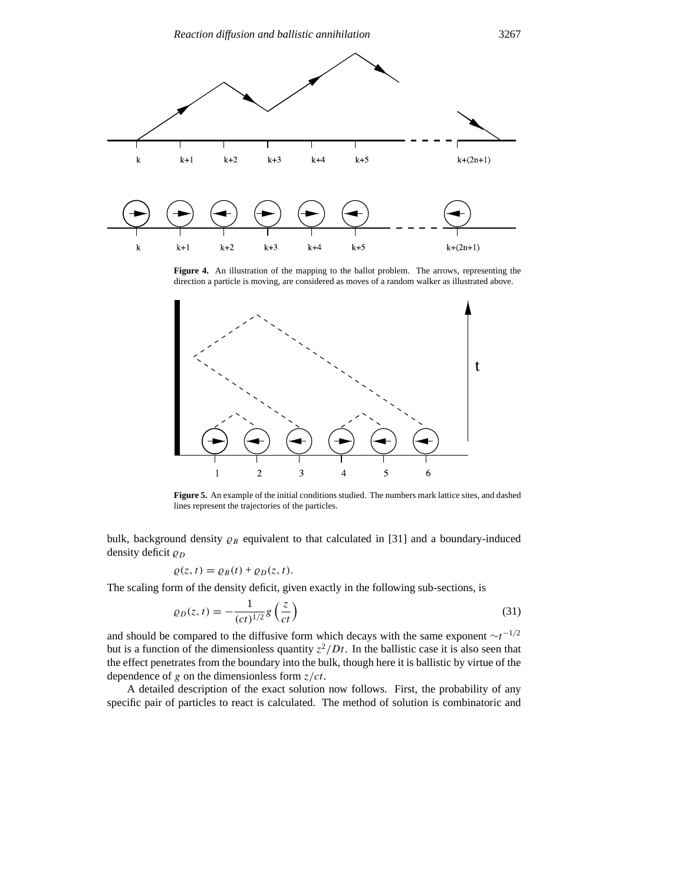**Figure 4.** An illustration of the mapping to the ballot problem. The arrows, representing the direction a particle is moving, are considered as moves of a random walker as illustrated above.

**Figure 5.** An example of the initial conditions studied. The numbers mark lattice sites, and dashed lines represent the trajectories of the particles.

bulk, background density $\varrho_B$ equivalent to that calculated in [31] and a boundary-induced density deficit $\varrho_D$

$$\varrho(z,t) = \varrho_B(t) + \varrho_D(z,t).$$

The scaling form of the density deficit, given exactly in the following sub-sections, is

$$\varrho_D(z,t) = -\frac{1}{(ct)^{1/2}} g\left(\frac{z}{ct}\right) \tag{31}$$

and should be compared to the diffusive form which decays with the same exponent $\sim t^{-1/2}$ but is a function of the dimensionless quantity $z^2/Dt$. In the ballistic case it is also seen that the effect penetrates from the boundary into the bulk, though here it is ballistic by virtue of the dependence of $g$ on the dimensionless form $z/ct$.

A detailed description of the exact solution now follows. First, the probability of any specific pair of particles to react is calculated. The method of solution is combinatoric and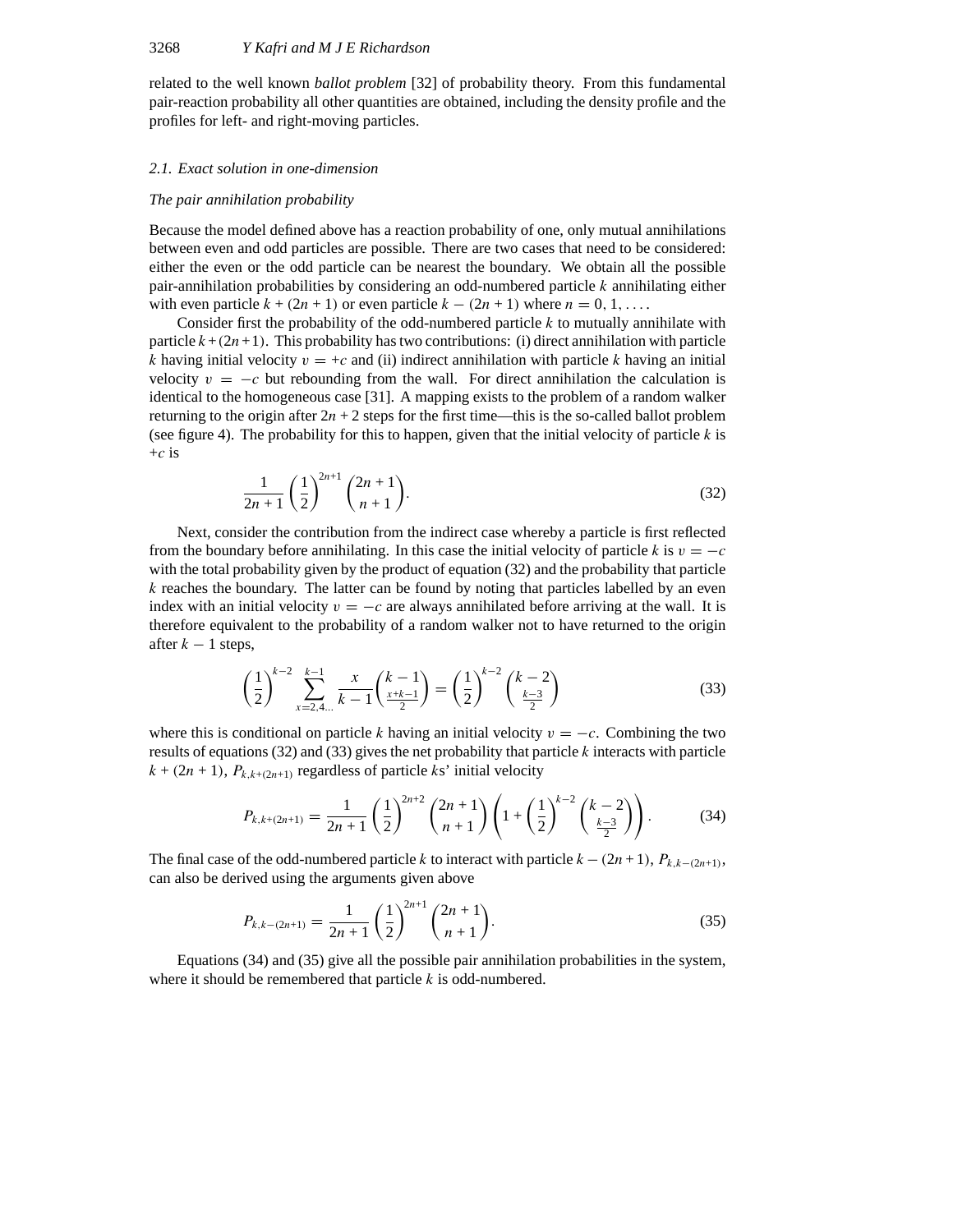related to the well known *ballot problem* [32] of probability theory. From this fundamental pair-reaction probability all other quantities are obtained, including the density profile and the profiles for left- and right-moving particles.

### *2.1. Exact solution in one-dimension*

#### *The pair annihilation probability*

Because the model defined above has a reaction probability of one, only mutual annihilations between even and odd particles are possible. There are two cases that need to be considered: either the even or the odd particle can be nearest the boundary. We obtain all the possible pair-annihilation probabilities by considering an odd-numbered particle $k$ annihilating either with even particle $k + (2n + 1)$ or even particle $k - (2n + 1)$ where $n = 0, 1, \ldots$.

Consider first the probability of the odd-numbered particle $k$ to mutually annihilate with particle $k+(2n+1)$. This probability has two contributions: (i) direct annihilation with particle $k$ having initial velocity $v = +c$ and (ii) indirect annihilation with particle $k$ having an initial velocity $v = -c$ but rebounding from the wall. For direct annihilation the calculation is identical to the homogeneous case [31]. A mapping exists to the problem of a random walker returning to the origin after $2n + 2$ steps for the first time—this is the so-called ballot problem (see figure 4). The probability for this to happen, given that the initial velocity of particle $k$ is $+c$ is

$$\frac{1}{2n+1}\left(\frac{1}{2}\right)^{2n+1}\binom{2n+1}{n+1}. \tag{32}$$

Next, consider the contribution from the indirect case whereby a particle is first reflected from the boundary before annihilating. In this case the initial velocity of particle $k$ is $v = -c$ with the total probability given by the product of equation (32) and the probability that particle $k$ reaches the boundary. The latter can be found by noting that particles labelled by an even index with an initial velocity $v = -c$ are always annihilated before arriving at the wall. It is therefore equivalent to the probability of a random walker not to have returned to the origin after $k - 1$ steps,

$$\left(\frac{1}{2}\right)^{k-2}\sum_{x=2,4\ldots}^{k-1}\frac{x}{k-1}\binom{k-1}{\frac{x+k-1}{2}} = \left(\frac{1}{2}\right)^{k-2}\binom{k-2}{\frac{k-3}{2}} \tag{33}$$

where this is conditional on particle $k$ having an initial velocity $v = -c$. Combining the two results of equations (32) and (33) gives the net probability that particle $k$ interacts with particle $k + (2n + 1)$, $P_{k,k+(2n+1)}$ regardless of particle $k$s' initial velocity

$$P_{k,k+(2n+1)} = \frac{1}{2n+1}\left(\frac{1}{2}\right)^{2n+2}\binom{2n+1}{n+1}\left(1+\left(\frac{1}{2}\right)^{k-2}\binom{k-2}{\frac{k-3}{2}}\right). \tag{34}$$

The final case of the odd-numbered particle $k$ to interact with particle $k-(2n+1)$, $P_{k,k-(2n+1)}$, can also be derived using the arguments given above

$$P_{k,k-(2n+1)} = \frac{1}{2n+1}\left(\frac{1}{2}\right)^{2n+1}\binom{2n+1}{n+1}. \tag{35}$$

Equations (34) and (35) give all the possible pair annihilation probabilities in the system, where it should be remembered that particle $k$ is odd-numbered.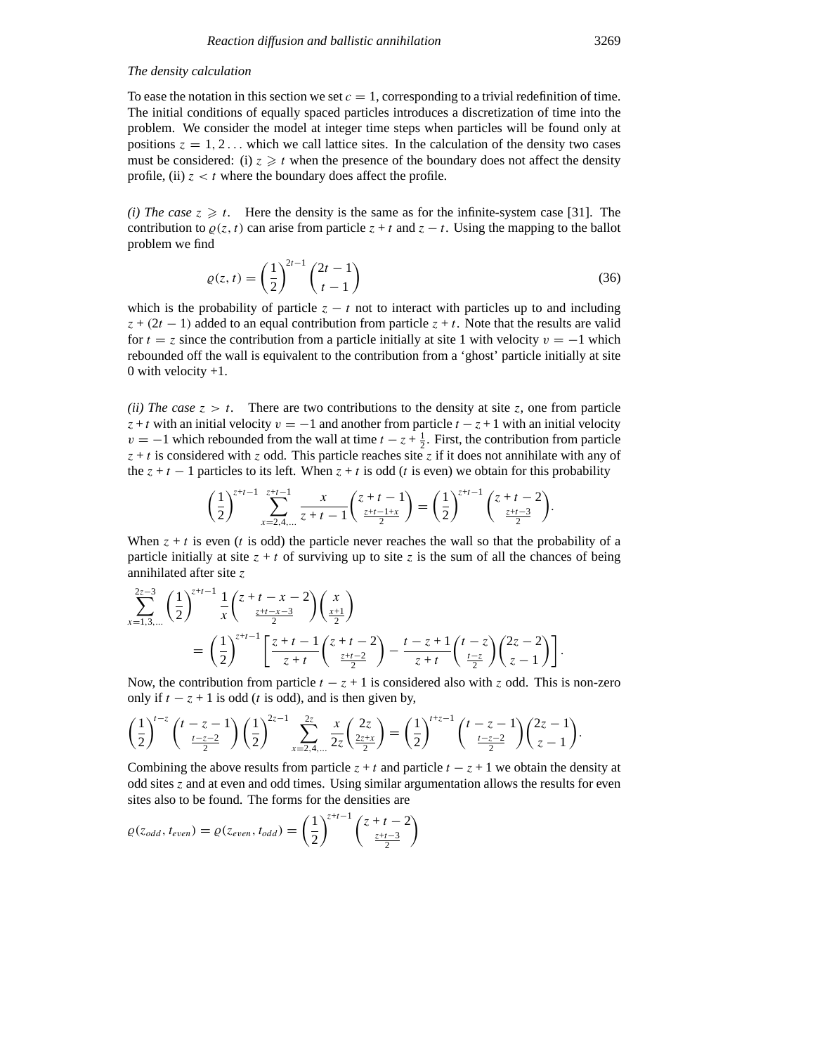*The density calculation*

To ease the notation in this section we set $c = 1$, corresponding to a trivial redefinition of time. The initial conditions of equally spaced particles introduces a discretization of time into the problem. We consider the model at integer time steps when particles will be found only at positions $z = 1, 2 \ldots$ which we call lattice sites. In the calculation of the density two cases must be considered: (i) $z \geqslant t$ when the presence of the boundary does not affect the density profile, (ii) $z < t$ where the boundary does affect the profile.

*(i) The case $z \geqslant t$.* Here the density is the same as for the infinite-system case [31]. The contribution to $\varrho(z, t)$ can arise from particle $z + t$ and $z - t$. Using the mapping to the ballot problem we find

$$\varrho(z,t) = \left(\frac{1}{2}\right)^{2t-1} \binom{2t-1}{t-1} \tag{36}$$

which is the probability of particle $z - t$ not to interact with particles up to and including $z + (2t - 1)$ added to an equal contribution from particle $z + t$. Note that the results are valid for $t = z$ since the contribution from a particle initially at site 1 with velocity $v = -1$ which rebounded off the wall is equivalent to the contribution from a 'ghost' particle initially at site 0 with velocity +1.

*(ii) The case $z > t$.* There are two contributions to the density at site $z$, one from particle $z+t$ with an initial velocity $v = -1$ and another from particle $t - z + 1$ with an initial velocity $v = -1$ which rebounded from the wall at time $t - z + \frac{1}{2}$. First, the contribution from particle $z + t$ is considered with $z$ odd. This particle reaches site $z$ if it does not annihilate with any of the $z + t - 1$ particles to its left. When $z + t$ is odd ($t$ is even) we obtain for this probability

$$\left(\frac{1}{2}\right)^{z+t-1} \sum_{x=2,4,\ldots}^{z+t-1} \frac{x}{z+t-1} \binom{z+t-1}{\frac{z+t-1+x}{2}} = \left(\frac{1}{2}\right)^{z+t-1} \binom{z+t-2}{\frac{z+t-3}{2}}.$$

When $z + t$ is even ($t$ is odd) the particle never reaches the wall so that the probability of a particle initially at site $z + t$ of surviving up to site $z$ is the sum of all the chances of being annihilated after site $z$

$$\sum_{x=1,3,\ldots}^{2z-3} \left(\frac{1}{2}\right)^{z+t-1} \frac{1}{x} \binom{z+t-x-2}{\frac{z+t-x-3}{2}} \binom{x}{\frac{x+1}{2}}$$
$$= \left(\frac{1}{2}\right)^{z+t-1} \left[ \frac{z+t-1}{z+t} \binom{z+t-2}{\frac{z+t-2}{2}} - \frac{t-z+1}{z+t} \binom{t-z}{\frac{t-z}{2}} \binom{2z-2}{z-1} \right].$$

Now, the contribution from particle $t - z + 1$ is considered also with $z$ odd. This is non-zero only if $t - z + 1$ is odd ($t$ is odd), and is then given by,

$$\left(\frac{1}{2}\right)^{t-z} \binom{t-z-1}{\frac{t-z-2}{2}} \left(\frac{1}{2}\right)^{2z-1} \sum_{x=2,4,\ldots}^{2z} \frac{x}{2z} \binom{2z}{\frac{2z+x}{2}} = \left(\frac{1}{2}\right)^{t+z-1} \binom{t-z-1}{\frac{t-z-2}{2}} \binom{2z-1}{z-1}.$$

Combining the above results from particle $z + t$ and particle $t - z + 1$ we obtain the density at odd sites $z$ and at even and odd times. Using similar argumentation allows the results for even sites also to be found. The forms for the densities are

$$\varrho(z_{odd}, t_{even}) = \varrho(z_{even}, t_{odd}) = \left(\frac{1}{2}\right)^{z+t-1} \binom{z+t-2}{\frac{z+t-3}{2}}$$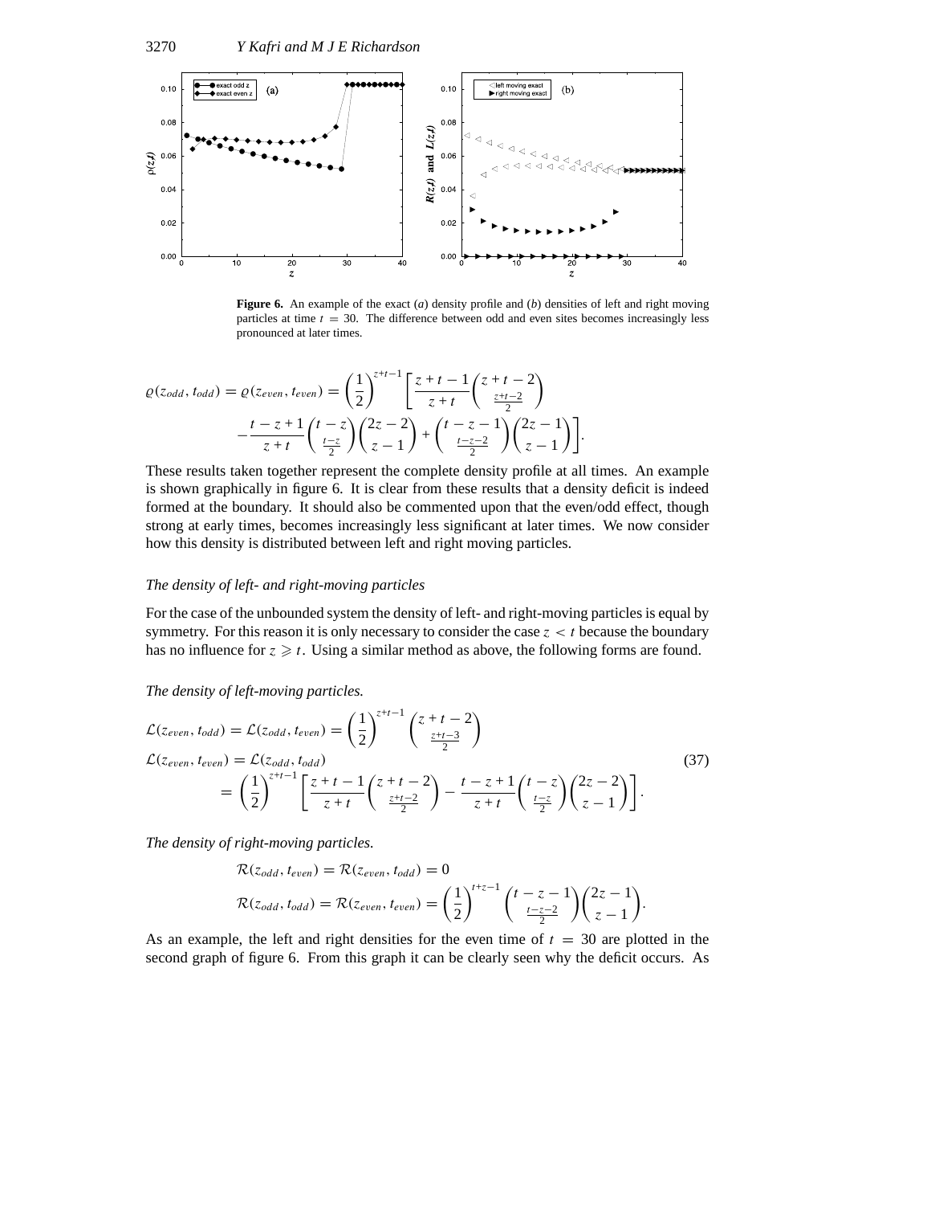**Figure 6.** An example of the exact (*a*) density profile and (*b*) densities of left and right moving particles at time $t = 30$. The difference between odd and even sites becomes increasingly less pronounced at later times.

$$
\varrho(z_{odd}, t_{odd}) = \varrho(z_{even}, t_{even}) = \left(\frac{1}{2}\right)^{z+t-1} \left[ \frac{z+t-1}{z+t} \binom{z+t-2}{\frac{z+t-2}{2}} - \frac{t-z+1}{z+t} \binom{t-z}{\frac{t-z}{2}} \binom{2z-2}{z-1} + \binom{t-z-1}{\frac{t-z-2}{2}} \binom{2z-1}{z-1} \right].
$$

These results taken together represent the complete density profile at all times. An example is shown graphically in figure 6. It is clear from these results that a density deficit is indeed formed at the boundary. It should also be commented upon that the even/odd effect, though strong at early times, becomes increasingly less significant at later times. We now consider how this density is distributed between left and right moving particles.

*The density of left- and right-moving particles*

For the case of the unbounded system the density of left- and right-moving particles is equal by symmetry. For this reason it is only necessary to consider the case $z < t$ because the boundary has no influence for $z \geqslant t$. Using a similar method as above, the following forms are found.

*The density of left-moving particles.*

$$
\begin{aligned}
\mathcal{L}(z_{even}, t_{odd}) &= \mathcal{L}(z_{odd}, t_{even}) = \left(\frac{1}{2}\right)^{z+t-1} \binom{z+t-2}{\frac{z+t-3}{2}} \\
\mathcal{L}(z_{even}, t_{even}) &= \mathcal{L}(z_{odd}, t_{odd}) \\
&= \left(\frac{1}{2}\right)^{z+t-1} \left[ \frac{z+t-1}{z+t} \binom{z+t-2}{\frac{z+t-2}{2}} - \frac{t-z+1}{z+t} \binom{t-z}{\frac{t-z}{2}} \binom{2z-2}{z-1} \right].
\end{aligned}
\tag{37}
$$

*The density of right-moving particles.*

$$
\begin{aligned}
\mathcal{R}(z_{odd}, t_{even}) &= \mathcal{R}(z_{even}, t_{odd}) = 0 \\
\mathcal{R}(z_{odd}, t_{odd}) &= \mathcal{R}(z_{even}, t_{even}) = \left(\frac{1}{2}\right)^{t+z-1} \binom{t-z-1}{\frac{t-z-2}{2}} \binom{2z-1}{z-1}.
\end{aligned}
$$

As an example, the left and right densities for the even time of $t = 30$ are plotted in the second graph of figure 6. From this graph it can be clearly seen why the deficit occurs. As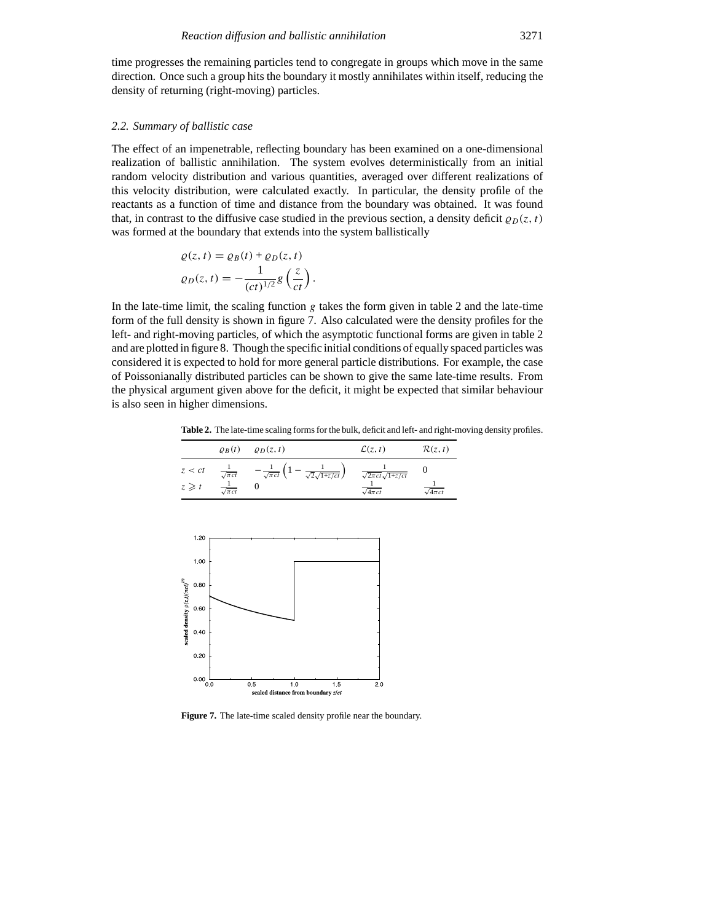time progresses the remaining particles tend to congregate in groups which move in the same direction. Once such a group hits the boundary it mostly annihilates within itself, reducing the density of returning (right-moving) particles.

### *2.2. Summary of ballistic case*

The effect of an impenetrable, reflecting boundary has been examined on a one-dimensional realization of ballistic annihilation. The system evolves deterministically from an initial random velocity distribution and various quantities, averaged over different realizations of this velocity distribution, were calculated exactly. In particular, the density profile of the reactants as a function of time and distance from the boundary was obtained. It was found that, in contrast to the diffusive case studied in the previous section, a density deficit $\varrho_D(z, t)$ was formed at the boundary that extends into the system ballistically

$$\varrho(z, t) = \varrho_B(t) + \varrho_D(z, t)$$
$$\varrho_D(z, t) = -\frac{1}{(ct)^{1/2}} g\left(\frac{z}{ct}\right).$$

In the late-time limit, the scaling function $g$ takes the form given in table 2 and the late-time form of the full density is shown in figure 7. Also calculated were the density profiles for the left- and right-moving particles, of which the asymptotic functional forms are given in table 2 and are plotted in figure 8. Though the specific initial conditions of equally spaced particles was considered it is expected to hold for more general particle distributions. For example, the case of Poissonianally distributed particles can be shown to give the same late-time results. From the physical argument given above for the deficit, it might be expected that similar behaviour is also seen in higher dimensions.

**Table 2.** The late-time scaling forms for the bulk, deficit and left- and right-moving density profiles.

| | $\varrho_B(t)$ | $\varrho_D(z, t)$ | $\mathcal{L}(z, t)$ | $\mathcal{R}(z, t)$ |
|---|---|---|---|---|
| $z < ct$ | $\frac{1}{\sqrt{\pi ct}}$ | $-\frac{1}{\sqrt{\pi ct}}\left(1 - \frac{1}{\sqrt{2}\sqrt{1+z/ct}}\right)$ | $\frac{1}{\sqrt{2\pi ct}\sqrt{1+z/ct}}$ | 0 |
| $z \geqslant t$ | $\frac{1}{\sqrt{\pi ct}}$ | 0 | $\frac{1}{\sqrt{4\pi ct}}$ | $\frac{1}{\sqrt{4\pi ct}}$ |

**Figure 7.** The late-time scaled density profile near the boundary.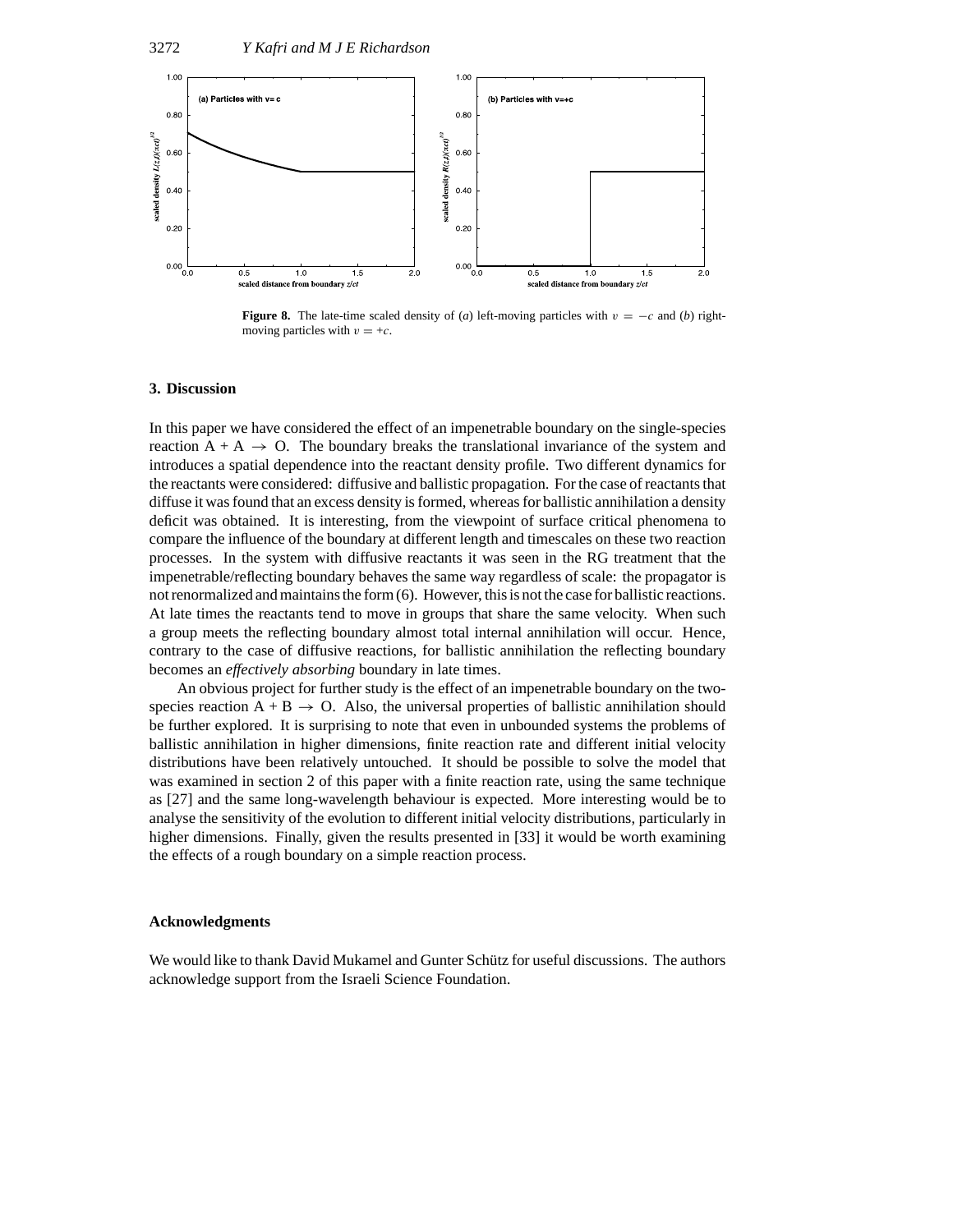**Figure 8.** The late-time scaled density of (*a*) left-moving particles with $v = -c$ and (*b*) right-moving particles with $v = +c$.

## 3. Discussion

In this paper we have considered the effect of an impenetrable boundary on the single-species reaction A + A $\rightarrow$ O. The boundary breaks the translational invariance of the system and introduces a spatial dependence into the reactant density profile. Two different dynamics for the reactants were considered: diffusive and ballistic propagation. For the case of reactants that diffuse it was found that an excess density is formed, whereas for ballistic annihilation a density deficit was obtained. It is interesting, from the viewpoint of surface critical phenomena to compare the influence of the boundary at different length and timescales on these two reaction processes. In the system with diffusive reactants it was seen in the RG treatment that the impenetrable/reflecting boundary behaves the same way regardless of scale: the propagator is not renormalized and maintains the form (6). However, this is not the case for ballistic reactions. At late times the reactants tend to move in groups that share the same velocity. When such a group meets the reflecting boundary almost total internal annihilation will occur. Hence, contrary to the case of diffusive reactions, for ballistic annihilation the reflecting boundary becomes an *effectively absorbing* boundary in late times.

An obvious project for further study is the effect of an impenetrable boundary on the two-species reaction A + B $\rightarrow$ O. Also, the universal properties of ballistic annihilation should be further explored. It is surprising to note that even in unbounded systems the problems of ballistic annihilation in higher dimensions, finite reaction rate and different initial velocity distributions have been relatively untouched. It should be possible to solve the model that was examined in section 2 of this paper with a finite reaction rate, using the same technique as [27] and the same long-wavelength behaviour is expected. More interesting would be to analyse the sensitivity of the evolution to different initial velocity distributions, particularly in higher dimensions. Finally, given the results presented in [33] it would be worth examining the effects of a rough boundary on a simple reaction process.

## Acknowledgments

We would like to thank David Mukamel and Gunter Schütz for useful discussions. The authors acknowledge support from the Israeli Science Foundation.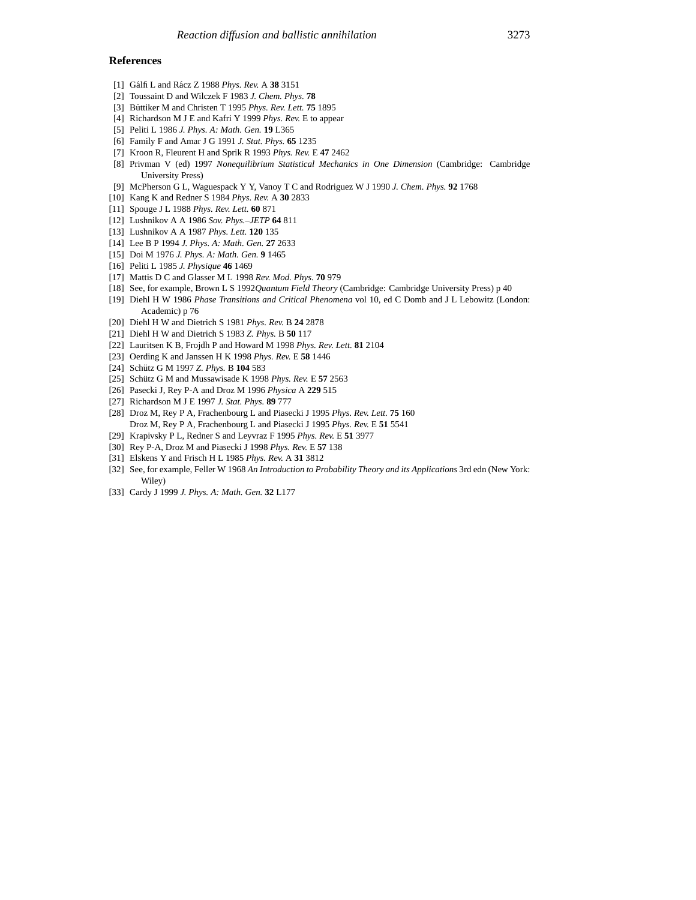## References

[1] Gálfi L and Rácz Z 1988 *Phys. Rev.* A **38** 3151
[2] Toussaint D and Wilczek F 1983 *J. Chem. Phys.* **78**
[3] Büttiker M and Christen T 1995 *Phys. Rev. Lett.* **75** 1895
[4] Richardson M J E and Kafri Y 1999 *Phys. Rev.* E to appear
[5] Peliti L 1986 *J. Phys. A: Math. Gen.* **19** L365
[6] Family F and Amar J G 1991 *J. Stat. Phys.* **65** 1235
[7] Kroon R, Fleurent H and Sprik R 1993 *Phys. Rev.* E **47** 2462
[8] Privman V (ed) 1997 *Nonequilibrium Statistical Mechanics in One Dimension* (Cambridge: Cambridge University Press)
[9] McPherson G L, Waguespack Y Y, Vanoy T C and Rodriguez W J 1990 *J. Chem. Phys.* **92** 1768
[10] Kang K and Redner S 1984 *Phys. Rev.* A **30** 2833
[11] Spouge J L 1988 *Phys. Rev. Lett.* **60** 871
[12] Lushnikov A A 1986 *Sov. Phys.–JETP* **64** 811
[13] Lushnikov A A 1987 *Phys. Lett.* **120** 135
[14] Lee B P 1994 *J. Phys. A: Math. Gen.* **27** 2633
[15] Doi M 1976 *J. Phys. A: Math. Gen.* **9** 1465
[16] Peliti L 1985 *J. Physique* **46** 1469
[17] Mattis D C and Glasser M L 1998 *Rev. Mod. Phys.* **70** 979
[18] See, for example, Brown L S 1992*Quantum Field Theory* (Cambridge: Cambridge University Press) p 40
[19] Diehl H W 1986 *Phase Transitions and Critical Phenomena* vol 10, ed C Domb and J L Lebowitz (London: Academic) p 76
[20] Diehl H W and Dietrich S 1981 *Phys. Rev.* B **24** 2878
[21] Diehl H W and Dietrich S 1983 *Z. Phys.* B **50** 117
[22] Lauritsen K B, Frojdh P and Howard M 1998 *Phys. Rev. Lett.* **81** 2104
[23] Oerding K and Janssen H K 1998 *Phys. Rev.* E **58** 1446
[24] Schütz G M 1997 *Z. Phys.* B **104** 583
[25] Schütz G M and Mussawisade K 1998 *Phys. Rev.* E **57** 2563
[26] Pasecki J, Rey P-A and Droz M 1996 *Physica* A **229** 515
[27] Richardson M J E 1997 *J. Stat. Phys.* **89** 777
[28] Droz M, Rey P A, Frachenbourg L and Piasecki J 1995 *Phys. Rev. Lett.* **75** 160
Droz M, Rey P A, Frachenbourg L and Piasecki J 1995 *Phys. Rev.* E **51** 5541
[29] Krapivsky P L, Redner S and Leyvraz F 1995 *Phys. Rev.* E **51** 3977
[30] Rey P-A, Droz M and Piasecki J 1998 *Phys. Rev.* E **57** 138
[31] Elskens Y and Frisch H L 1985 *Phys. Rev.* A **31** 3812
[32] See, for example, Feller W 1968 *An Introduction to Probability Theory and its Applications* 3rd edn (New York: Wiley)
[33] Cardy J 1999 *J. Phys. A: Math. Gen.* **32** L177